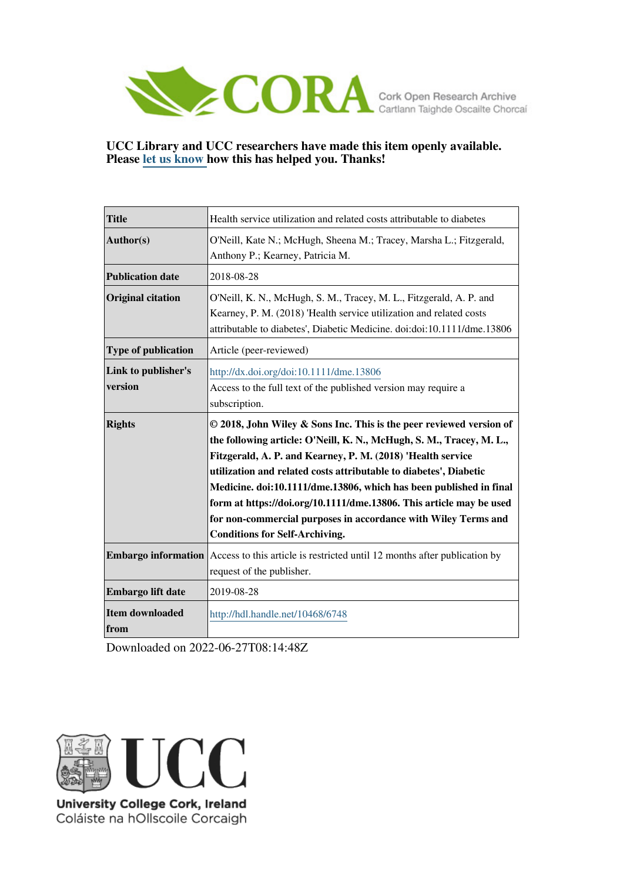UCC Library and UCC researchers have made this item openly available. Please let us know how this has helped you. Thanks!

| Title | Health service utilization and related costs attributable to diabetes |
|---|---|
| Author(s) | O'Neill, Kate N.; McHugh, Sheena M.; Tracey, Marsha L.; Fitzgerald, Anthony P.; Kearney, Patricia M. |
| Publication date | 2018-08-28 |
| Original citation | O'Neill, K. N., McHugh, S. M., Tracey, M. L., Fitzgerald, A. P. and Kearney, P. M. (2018) 'Health service utilization and related costs attributable to diabetes', Diabetic Medicine. doi:doi:10.1111/dme.13806 |
| Type of publication | Article (peer-reviewed) |
| Link to publisher's version | http://dx.doi.org/doi:10.1111/dme.13806 Access to the full text of the published version may require a subscription. |
| Rights | **© 2018, John Wiley & Sons Inc. This is the peer reviewed version of the following article: O'Neill, K. N., McHugh, S. M., Tracey, M. L., Fitzgerald, A. P. and Kearney, P. M. (2018) 'Health service utilization and related costs attributable to diabetes', Diabetic Medicine. doi:10.1111/dme.13806, which has been published in final form at https://doi.org/10.1111/dme.13806. This article may be used for non-commercial purposes in accordance with Wiley Terms and Conditions for Self-Archiving.** |
| Embargo information | Access to this article is restricted until 12 months after publication by request of the publisher. |
| Embargo lift date | 2019-08-28 |
| Item downloaded from | http://hdl.handle.net/10468/6748 |

Downloaded on 2022-06-27T08:14:48Z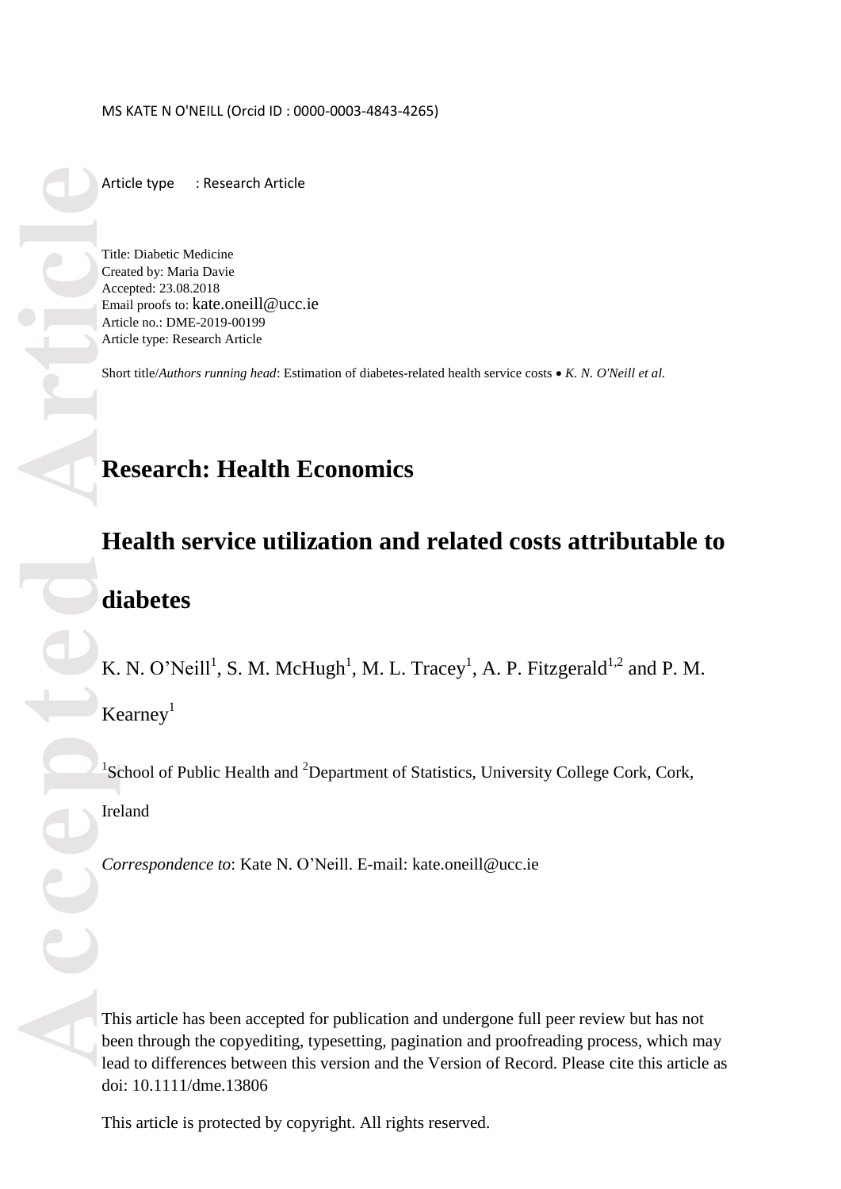MS KATE N O'NEILL (Orcid ID : 0000-0003-4843-4265)

Article type : Research Article

Title: Diabetic Medicine
Created by: Maria Davie
Accepted: 23.08.2018
Email proofs to: kate.oneill@ucc.ie
Article no.: DME-2019-00199
Article type: Research Article

Short title/*Authors running head*: Estimation of diabetes-related health service costs • *K. N. O'Neill et al.*

# Research: Health Economics

# Health service utilization and related costs attributable to diabetes

K. N. O'Neill[1], S. M. McHugh[1], M. L. Tracey[1], A. P. Fitzgerald[1,2] and P. M. Kearney[1]

[1]School of Public Health and [2]Department of Statistics, University College Cork, Cork, Ireland

*Correspondence to*: Kate N. O'Neill. E-mail: kate.oneill@ucc.ie

This article has been accepted for publication and undergone full peer review but has not been through the copyediting, typesetting, pagination and proofreading process, which may lead to differences between this version and the Version of Record. Please cite this article as doi: 10.1111/dme.13806

This article is protected by copyright. All rights reserved.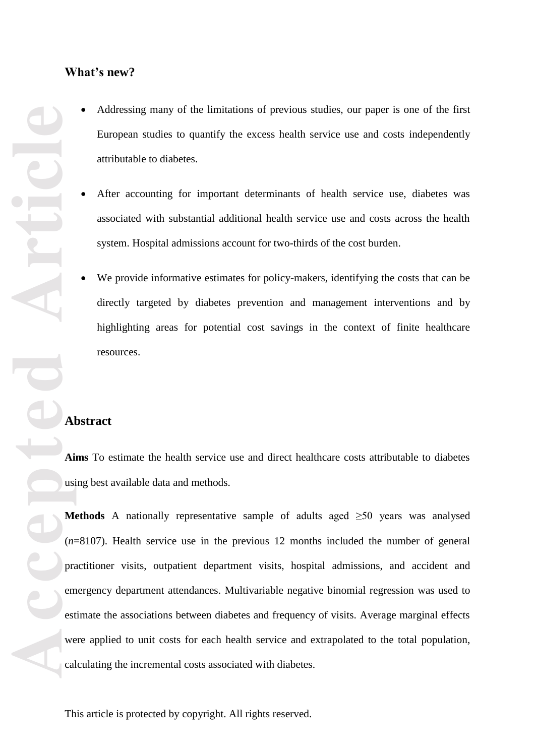## What's new?

- Addressing many of the limitations of previous studies, our paper is one of the first European studies to quantify the excess health service use and costs independently attributable to diabetes.
- After accounting for important determinants of health service use, diabetes was associated with substantial additional health service use and costs across the health system. Hospital admissions account for two-thirds of the cost burden.
- We provide informative estimates for policy-makers, identifying the costs that can be directly targeted by diabetes prevention and management interventions and by highlighting areas for potential cost savings in the context of finite healthcare resources.

## Abstract

**Aims** To estimate the health service use and direct healthcare costs attributable to diabetes using best available data and methods.

**Methods** A nationally representative sample of adults aged ≥50 years was analysed ($n$=8107). Health service use in the previous 12 months included the number of general practitioner visits, outpatient department visits, hospital admissions, and accident and emergency department attendances. Multivariable negative binomial regression was used to estimate the associations between diabetes and frequency of visits. Average marginal effects were applied to unit costs for each health service and extrapolated to the total population, calculating the incremental costs associated with diabetes.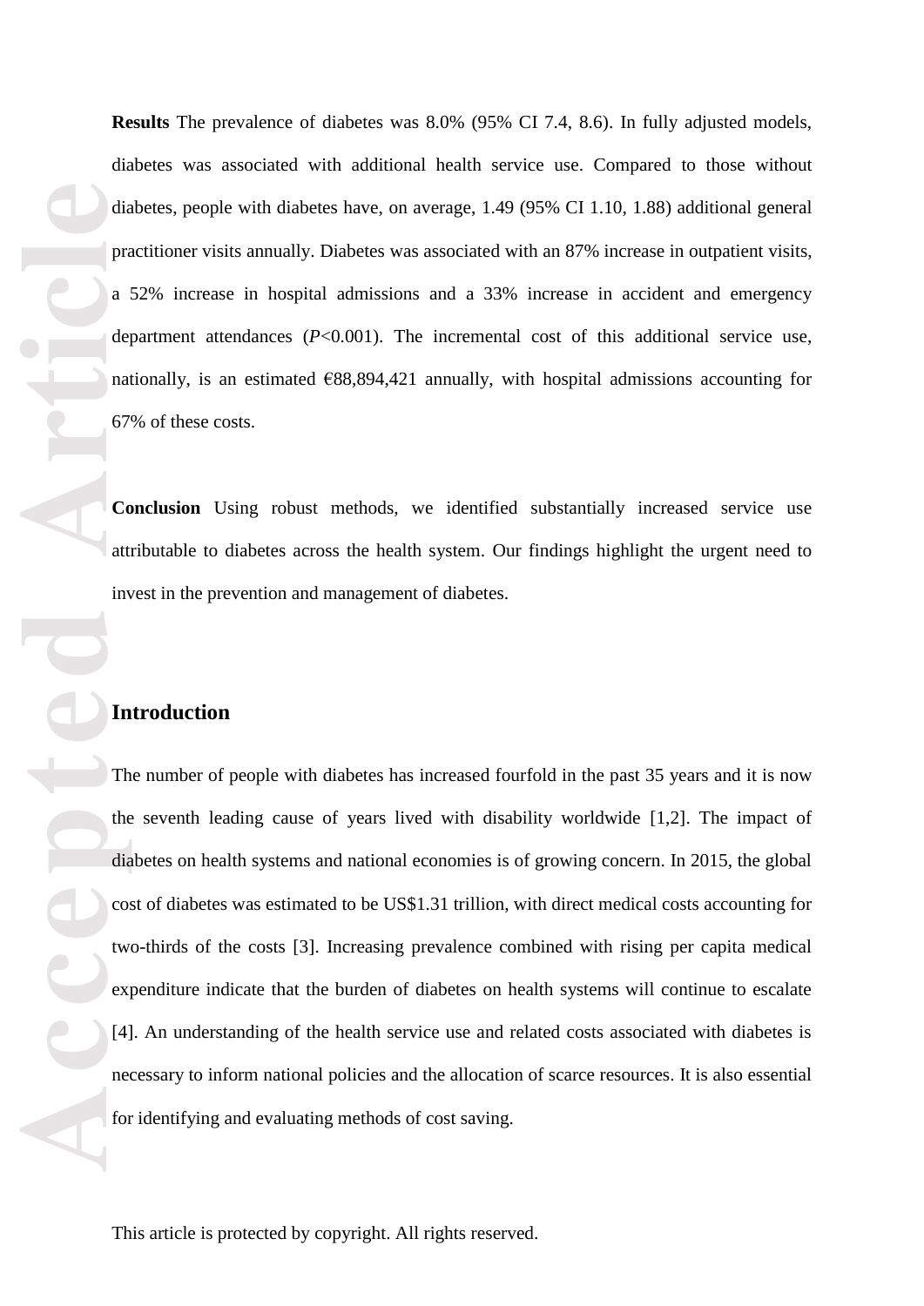**Results** The prevalence of diabetes was 8.0% (95% CI 7.4, 8.6). In fully adjusted models, diabetes was associated with additional health service use. Compared to those without diabetes, people with diabetes have, on average, 1.49 (95% CI 1.10, 1.88) additional general practitioner visits annually. Diabetes was associated with an 87% increase in outpatient visits, a 52% increase in hospital admissions and a 33% increase in accident and emergency department attendances (*P*<0.001). The incremental cost of this additional service use, nationally, is an estimated €88,894,421 annually, with hospital admissions accounting for 67% of these costs.

**Conclusion** Using robust methods, we identified substantially increased service use attributable to diabetes across the health system. Our findings highlight the urgent need to invest in the prevention and management of diabetes.

## Introduction

The number of people with diabetes has increased fourfold in the past 35 years and it is now the seventh leading cause of years lived with disability worldwide [1,2]. The impact of diabetes on health systems and national economies is of growing concern. In 2015, the global cost of diabetes was estimated to be US$1.31 trillion, with direct medical costs accounting for two-thirds of the costs [3]. Increasing prevalence combined with rising per capita medical expenditure indicate that the burden of diabetes on health systems will continue to escalate [4]. An understanding of the health service use and related costs associated with diabetes is necessary to inform national policies and the allocation of scarce resources. It is also essential for identifying and evaluating methods of cost saving.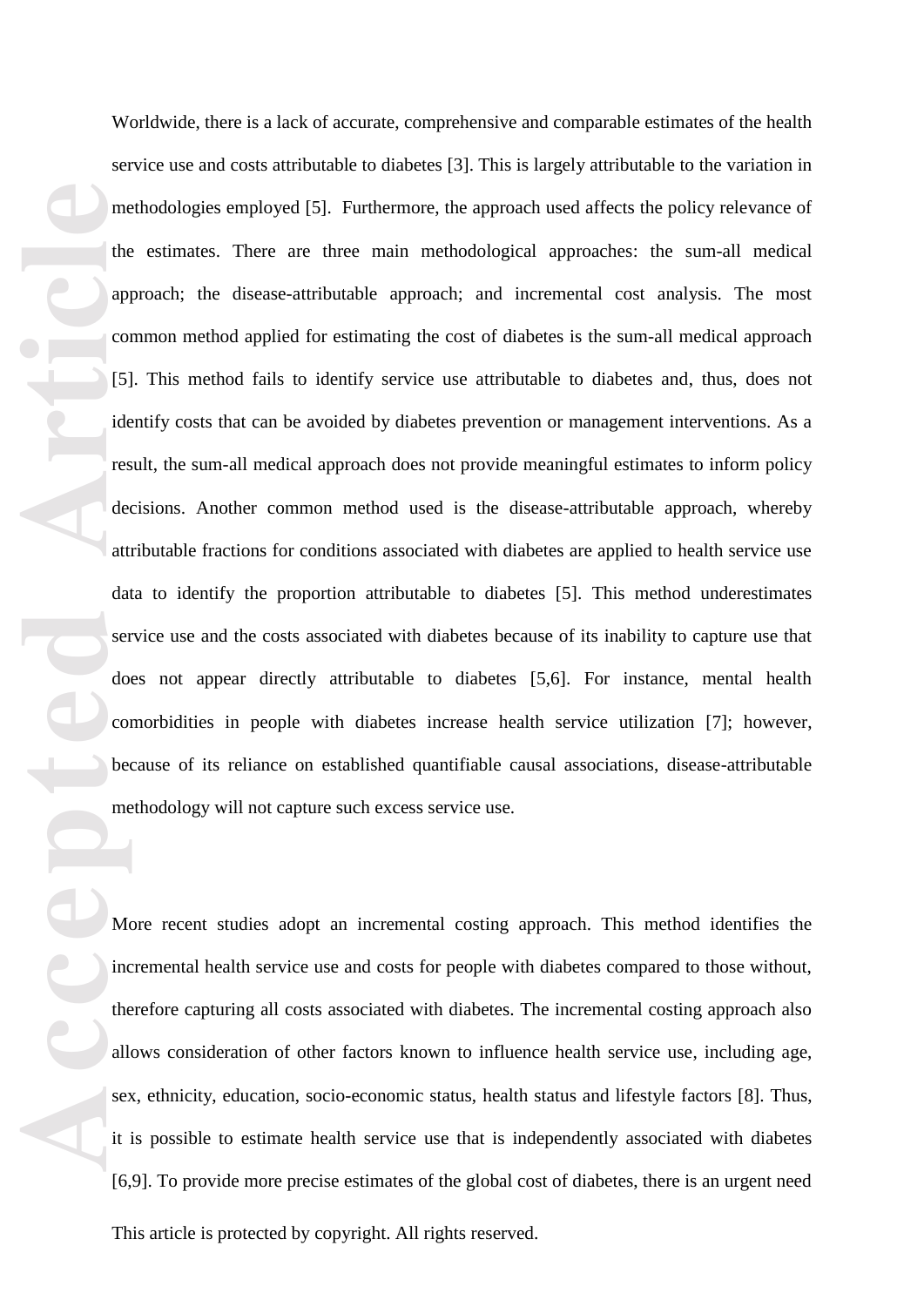Worldwide, there is a lack of accurate, comprehensive and comparable estimates of the health service use and costs attributable to diabetes [3]. This is largely attributable to the variation in methodologies employed [5]. Furthermore, the approach used affects the policy relevance of the estimates. There are three main methodological approaches: the sum-all medical approach; the disease-attributable approach; and incremental cost analysis. The most common method applied for estimating the cost of diabetes is the sum-all medical approach [5]. This method fails to identify service use attributable to diabetes and, thus, does not identify costs that can be avoided by diabetes prevention or management interventions. As a result, the sum-all medical approach does not provide meaningful estimates to inform policy decisions. Another common method used is the disease-attributable approach, whereby attributable fractions for conditions associated with diabetes are applied to health service use data to identify the proportion attributable to diabetes [5]. This method underestimates service use and the costs associated with diabetes because of its inability to capture use that does not appear directly attributable to diabetes [5,6]. For instance, mental health comorbidities in people with diabetes increase health service utilization [7]; however, because of its reliance on established quantifiable causal associations, disease-attributable methodology will not capture such excess service use.

More recent studies adopt an incremental costing approach. This method identifies the incremental health service use and costs for people with diabetes compared to those without, therefore capturing all costs associated with diabetes. The incremental costing approach also allows consideration of other factors known to influence health service use, including age, sex, ethnicity, education, socio-economic status, health status and lifestyle factors [8]. Thus, it is possible to estimate health service use that is independently associated with diabetes [6,9]. To provide more precise estimates of the global cost of diabetes, there is an urgent need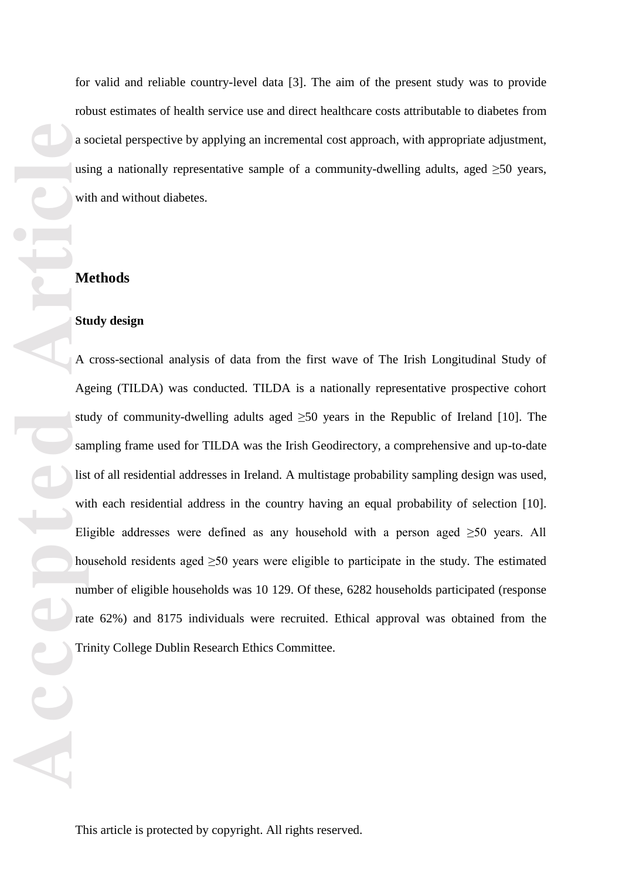for valid and reliable country-level data [3]. The aim of the present study was to provide robust estimates of health service use and direct healthcare costs attributable to diabetes from a societal perspective by applying an incremental cost approach, with appropriate adjustment, using a nationally representative sample of a community-dwelling adults, aged ≥50 years, with and without diabetes.

## Methods

### Study design

A cross-sectional analysis of data from the first wave of The Irish Longitudinal Study of Ageing (TILDA) was conducted. TILDA is a nationally representative prospective cohort study of community-dwelling adults aged ≥50 years in the Republic of Ireland [10]. The sampling frame used for TILDA was the Irish Geodirectory, a comprehensive and up-to-date list of all residential addresses in Ireland. A multistage probability sampling design was used, with each residential address in the country having an equal probability of selection [10]. Eligible addresses were defined as any household with a person aged ≥50 years. All household residents aged ≥50 years were eligible to participate in the study. The estimated number of eligible households was 10 129. Of these, 6282 households participated (response rate 62%) and 8175 individuals were recruited. Ethical approval was obtained from the Trinity College Dublin Research Ethics Committee.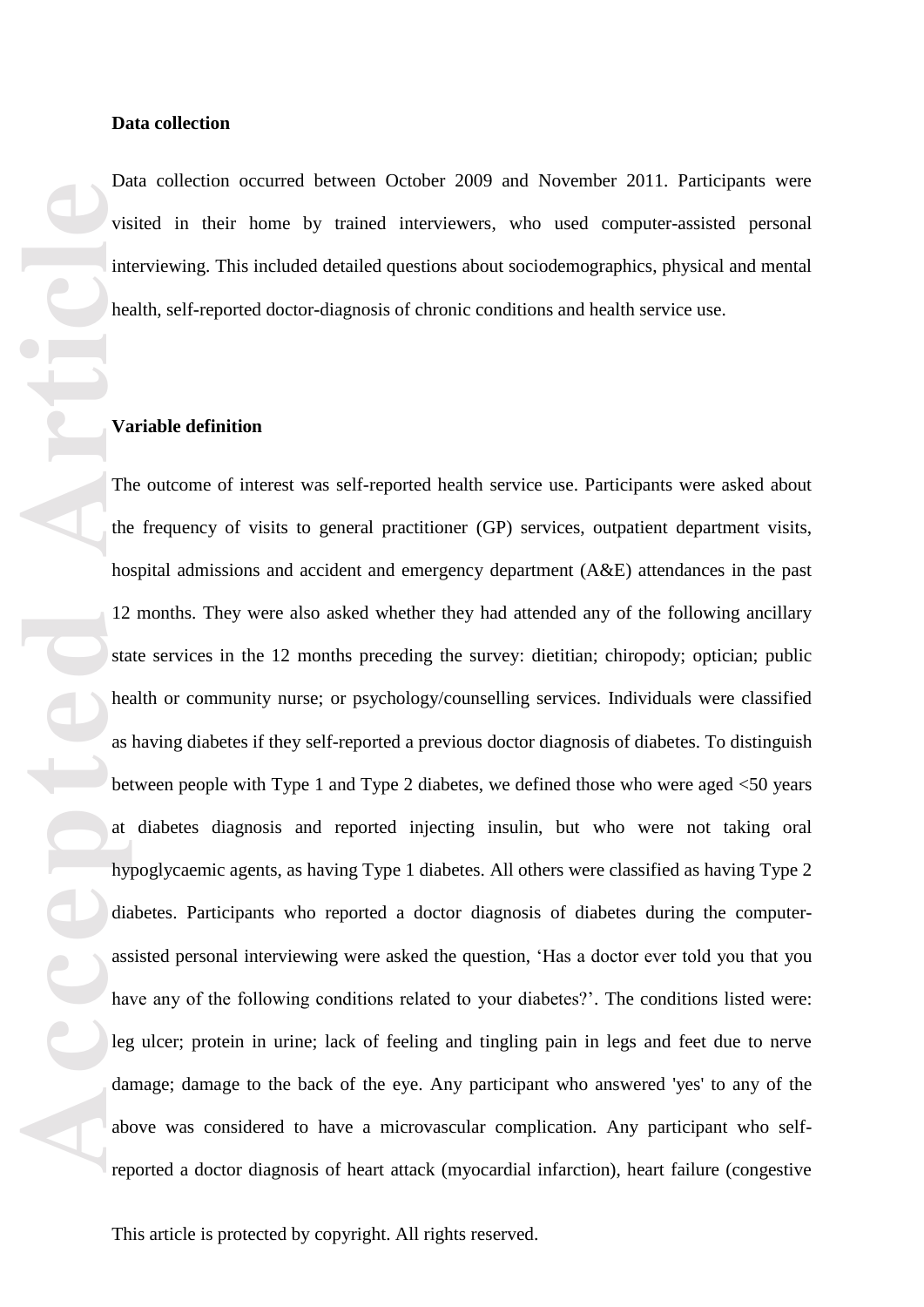**Data collection**

Data collection occurred between October 2009 and November 2011. Participants were visited in their home by trained interviewers, who used computer-assisted personal interviewing. This included detailed questions about sociodemographics, physical and mental health, self-reported doctor-diagnosis of chronic conditions and health service use.

**Variable definition**

The outcome of interest was self-reported health service use. Participants were asked about the frequency of visits to general practitioner (GP) services, outpatient department visits, hospital admissions and accident and emergency department (A&E) attendances in the past 12 months. They were also asked whether they had attended any of the following ancillary state services in the 12 months preceding the survey: dietitian; chiropody; optician; public health or community nurse; or psychology/counselling services. Individuals were classified as having diabetes if they self-reported a previous doctor diagnosis of diabetes. To distinguish between people with Type 1 and Type 2 diabetes, we defined those who were aged <50 years at diabetes diagnosis and reported injecting insulin, but who were not taking oral hypoglycaemic agents, as having Type 1 diabetes. All others were classified as having Type 2 diabetes. Participants who reported a doctor diagnosis of diabetes during the computer-assisted personal interviewing were asked the question, 'Has a doctor ever told you that you have any of the following conditions related to your diabetes?'. The conditions listed were: leg ulcer; protein in urine; lack of feeling and tingling pain in legs and feet due to nerve damage; damage to the back of the eye. Any participant who answered 'yes' to any of the above was considered to have a microvascular complication. Any participant who self-reported a doctor diagnosis of heart attack (myocardial infarction), heart failure (congestive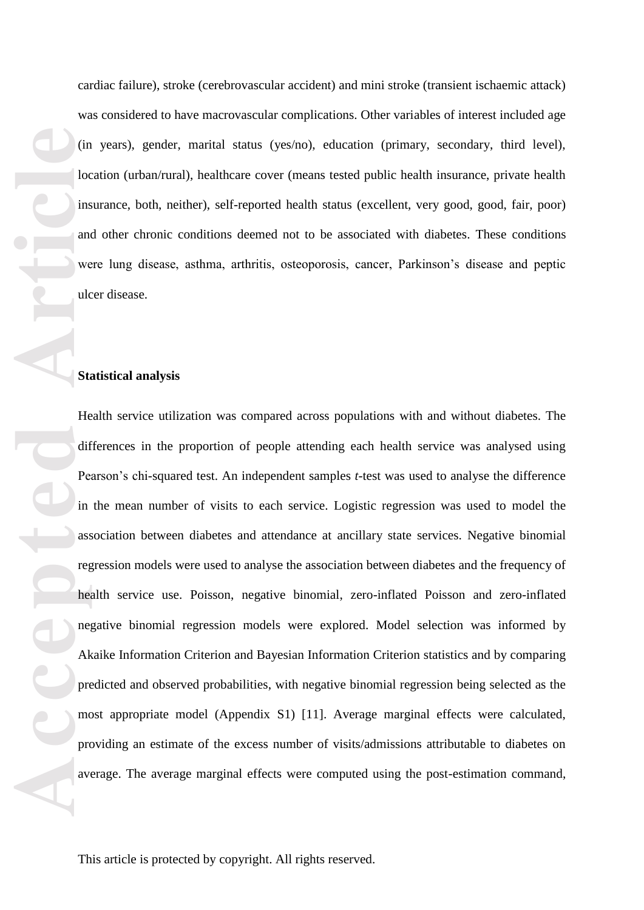cardiac failure), stroke (cerebrovascular accident) and mini stroke (transient ischaemic attack) was considered to have macrovascular complications. Other variables of interest included age (in years), gender, marital status (yes/no), education (primary, secondary, third level), location (urban/rural), healthcare cover (means tested public health insurance, private health insurance, both, neither), self-reported health status (excellent, very good, good, fair, poor) and other chronic conditions deemed not to be associated with diabetes. These conditions were lung disease, asthma, arthritis, osteoporosis, cancer, Parkinson's disease and peptic ulcer disease.

**Statistical analysis**

Health service utilization was compared across populations with and without diabetes. The differences in the proportion of people attending each health service was analysed using Pearson's chi-squared test. An independent samples *t*-test was used to analyse the difference in the mean number of visits to each service. Logistic regression was used to model the association between diabetes and attendance at ancillary state services. Negative binomial regression models were used to analyse the association between diabetes and the frequency of health service use. Poisson, negative binomial, zero-inflated Poisson and zero-inflated negative binomial regression models were explored. Model selection was informed by Akaike Information Criterion and Bayesian Information Criterion statistics and by comparing predicted and observed probabilities, with negative binomial regression being selected as the most appropriate model (Appendix S1) [11]. Average marginal effects were calculated, providing an estimate of the excess number of visits/admissions attributable to diabetes on average. The average marginal effects were computed using the post-estimation command,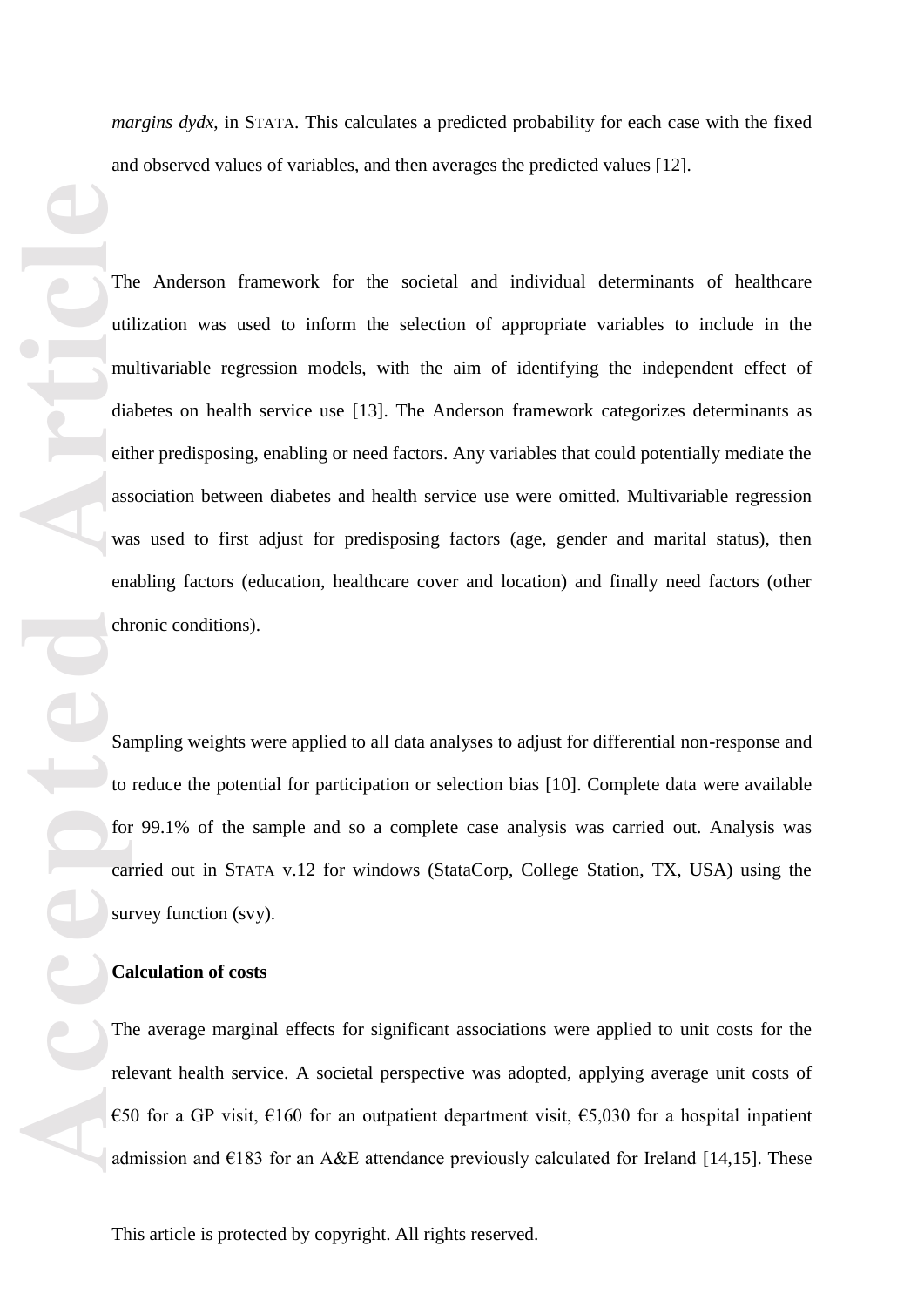*margins dydx*, in STATA. This calculates a predicted probability for each case with the fixed and observed values of variables, and then averages the predicted values [12].

The Anderson framework for the societal and individual determinants of healthcare utilization was used to inform the selection of appropriate variables to include in the multivariable regression models, with the aim of identifying the independent effect of diabetes on health service use [13]. The Anderson framework categorizes determinants as either predisposing, enabling or need factors. Any variables that could potentially mediate the association between diabetes and health service use were omitted. Multivariable regression was used to first adjust for predisposing factors (age, gender and marital status), then enabling factors (education, healthcare cover and location) and finally need factors (other chronic conditions).

Sampling weights were applied to all data analyses to adjust for differential non-response and to reduce the potential for participation or selection bias [10]. Complete data were available for 99.1% of the sample and so a complete case analysis was carried out. Analysis was carried out in STATA v.12 for windows (StataCorp, College Station, TX, USA) using the survey function (svy).

**Calculation of costs**

The average marginal effects for significant associations were applied to unit costs for the relevant health service. A societal perspective was adopted, applying average unit costs of €50 for a GP visit, €160 for an outpatient department visit, €5,030 for a hospital inpatient admission and €183 for an A&E attendance previously calculated for Ireland [14,15]. These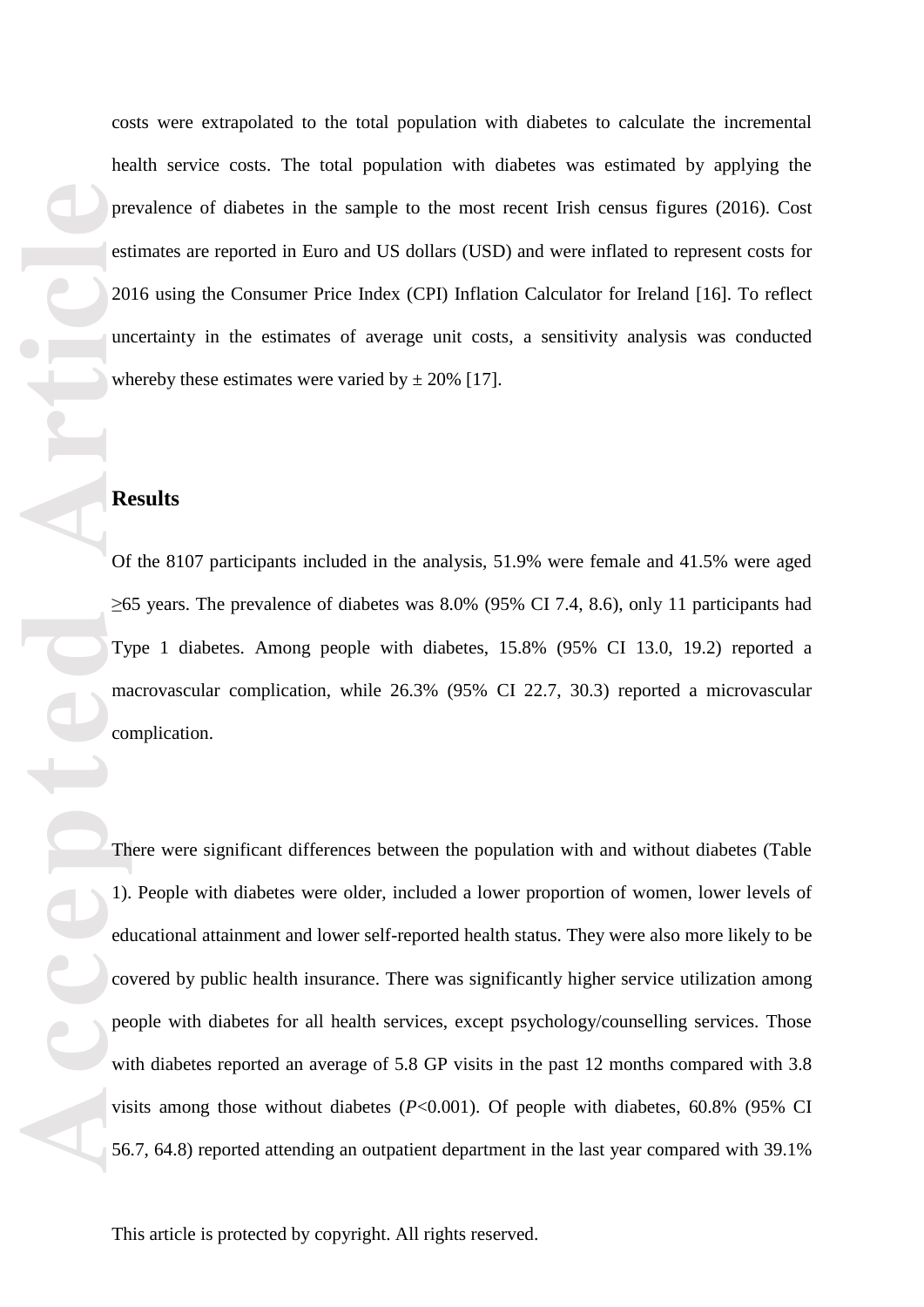costs were extrapolated to the total population with diabetes to calculate the incremental health service costs. The total population with diabetes was estimated by applying the prevalence of diabetes in the sample to the most recent Irish census figures (2016). Cost estimates are reported in Euro and US dollars (USD) and were inflated to represent costs for 2016 using the Consumer Price Index (CPI) Inflation Calculator for Ireland [16]. To reflect uncertainty in the estimates of average unit costs, a sensitivity analysis was conducted whereby these estimates were varied by ± 20% [17].

## Results

Of the 8107 participants included in the analysis, 51.9% were female and 41.5% were aged ≥65 years. The prevalence of diabetes was 8.0% (95% CI 7.4, 8.6), only 11 participants had Type 1 diabetes. Among people with diabetes, 15.8% (95% CI 13.0, 19.2) reported a macrovascular complication, while 26.3% (95% CI 22.7, 30.3) reported a microvascular complication.

There were significant differences between the population with and without diabetes (Table 1). People with diabetes were older, included a lower proportion of women, lower levels of educational attainment and lower self-reported health status. They were also more likely to be covered by public health insurance. There was significantly higher service utilization among people with diabetes for all health services, except psychology/counselling services. Those with diabetes reported an average of 5.8 GP visits in the past 12 months compared with 3.8 visits among those without diabetes ($P$<0.001). Of people with diabetes, 60.8% (95% CI 56.7, 64.8) reported attending an outpatient department in the last year compared with 39.1%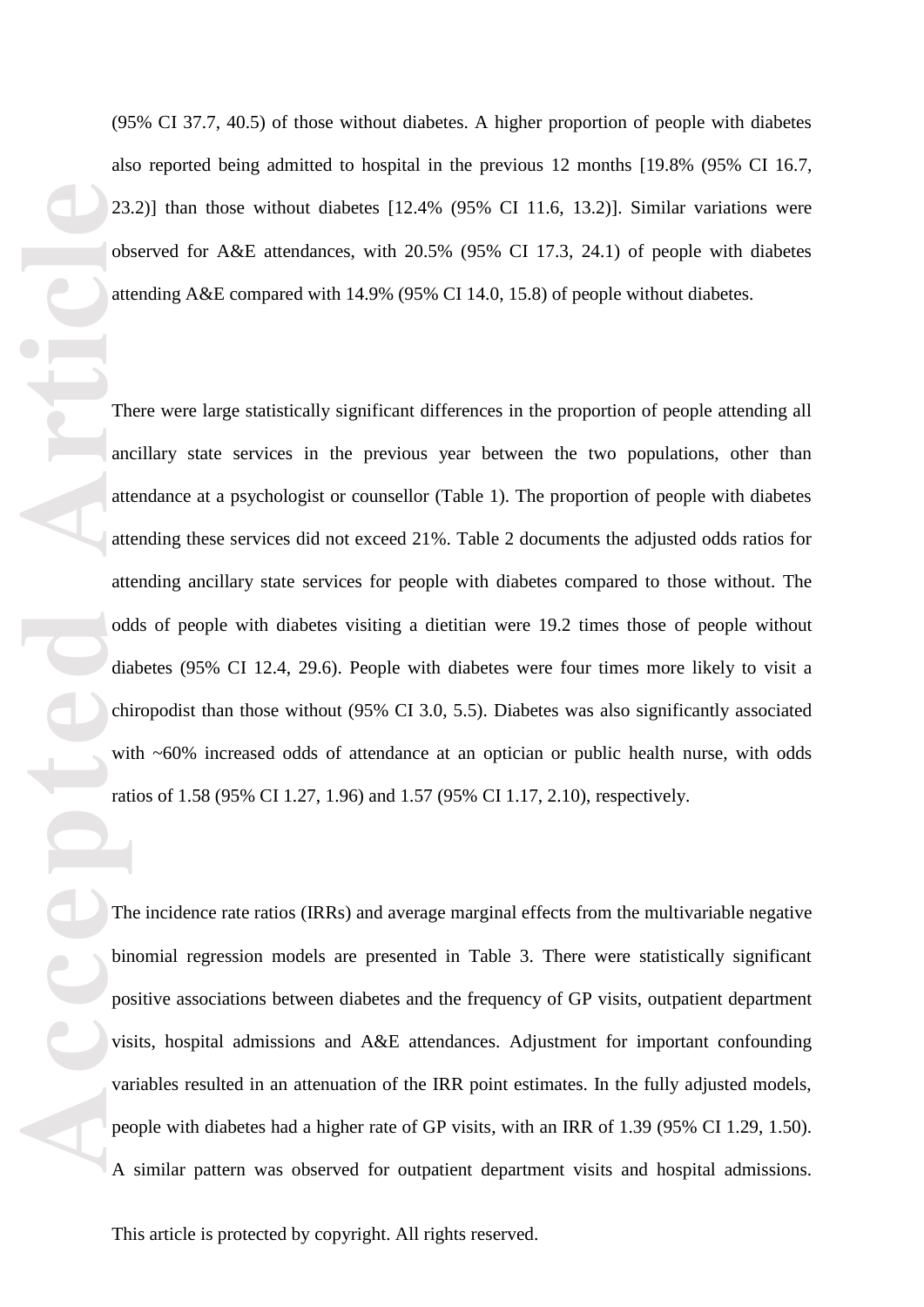(95% CI 37.7, 40.5) of those without diabetes. A higher proportion of people with diabetes also reported being admitted to hospital in the previous 12 months [19.8% (95% CI 16.7, 23.2)] than those without diabetes [12.4% (95% CI 11.6, 13.2)]. Similar variations were observed for A&E attendances, with 20.5% (95% CI 17.3, 24.1) of people with diabetes attending A&E compared with 14.9% (95% CI 14.0, 15.8) of people without diabetes.

There were large statistically significant differences in the proportion of people attending all ancillary state services in the previous year between the two populations, other than attendance at a psychologist or counsellor (Table 1). The proportion of people with diabetes attending these services did not exceed 21%. Table 2 documents the adjusted odds ratios for attending ancillary state services for people with diabetes compared to those without. The odds of people with diabetes visiting a dietitian were 19.2 times those of people without diabetes (95% CI 12.4, 29.6). People with diabetes were four times more likely to visit a chiropodist than those without (95% CI 3.0, 5.5). Diabetes was also significantly associated with ~60% increased odds of attendance at an optician or public health nurse, with odds ratios of 1.58 (95% CI 1.27, 1.96) and 1.57 (95% CI 1.17, 2.10), respectively.

The incidence rate ratios (IRRs) and average marginal effects from the multivariable negative binomial regression models are presented in Table 3. There were statistically significant positive associations between diabetes and the frequency of GP visits, outpatient department visits, hospital admissions and A&E attendances. Adjustment for important confounding variables resulted in an attenuation of the IRR point estimates. In the fully adjusted models, people with diabetes had a higher rate of GP visits, with an IRR of 1.39 (95% CI 1.29, 1.50). A similar pattern was observed for outpatient department visits and hospital admissions.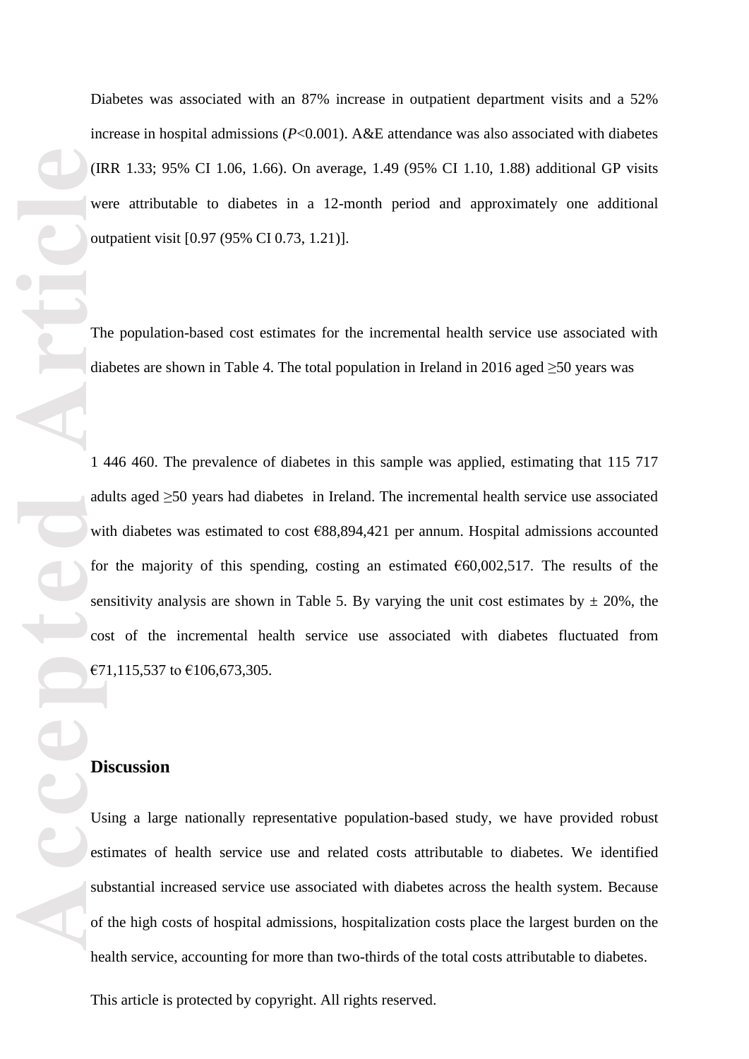Diabetes was associated with an 87% increase in outpatient department visits and a 52% increase in hospital admissions ($P$<0.001). A&E attendance was also associated with diabetes (IRR 1.33; 95% CI 1.06, 1.66). On average, 1.49 (95% CI 1.10, 1.88) additional GP visits were attributable to diabetes in a 12-month period and approximately one additional outpatient visit [0.97 (95% CI 0.73, 1.21)].

The population-based cost estimates for the incremental health service use associated with diabetes are shown in Table 4. The total population in Ireland in 2016 aged ≥50 years was

1 446 460. The prevalence of diabetes in this sample was applied, estimating that 115 717 adults aged ≥50 years had diabetes in Ireland. The incremental health service use associated with diabetes was estimated to cost €88,894,421 per annum. Hospital admissions accounted for the majority of this spending, costing an estimated €60,002,517. The results of the sensitivity analysis are shown in Table 5. By varying the unit cost estimates by ± 20%, the cost of the incremental health service use associated with diabetes fluctuated from €71,115,537 to €106,673,305.

## Discussion

Using a large nationally representative population-based study, we have provided robust estimates of health service use and related costs attributable to diabetes. We identified substantial increased service use associated with diabetes across the health system. Because of the high costs of hospital admissions, hospitalization costs place the largest burden on the health service, accounting for more than two-thirds of the total costs attributable to diabetes.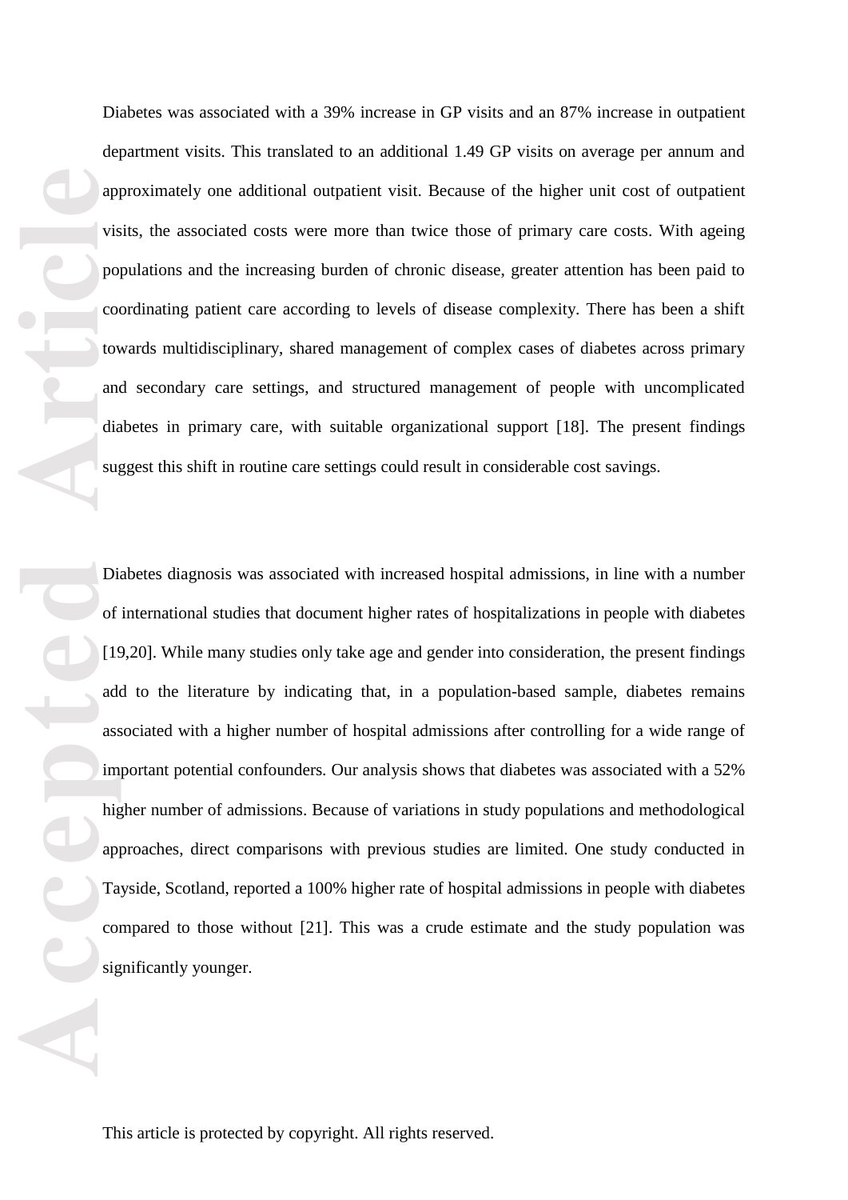Diabetes was associated with a 39% increase in GP visits and an 87% increase in outpatient department visits. This translated to an additional 1.49 GP visits on average per annum and approximately one additional outpatient visit. Because of the higher unit cost of outpatient visits, the associated costs were more than twice those of primary care costs. With ageing populations and the increasing burden of chronic disease, greater attention has been paid to coordinating patient care according to levels of disease complexity. There has been a shift towards multidisciplinary, shared management of complex cases of diabetes across primary and secondary care settings, and structured management of people with uncomplicated diabetes in primary care, with suitable organizational support [18]. The present findings suggest this shift in routine care settings could result in considerable cost savings.

Diabetes diagnosis was associated with increased hospital admissions, in line with a number of international studies that document higher rates of hospitalizations in people with diabetes [19,20]. While many studies only take age and gender into consideration, the present findings add to the literature by indicating that, in a population-based sample, diabetes remains associated with a higher number of hospital admissions after controlling for a wide range of important potential confounders. Our analysis shows that diabetes was associated with a 52% higher number of admissions. Because of variations in study populations and methodological approaches, direct comparisons with previous studies are limited. One study conducted in Tayside, Scotland, reported a 100% higher rate of hospital admissions in people with diabetes compared to those without [21]. This was a crude estimate and the study population was significantly younger.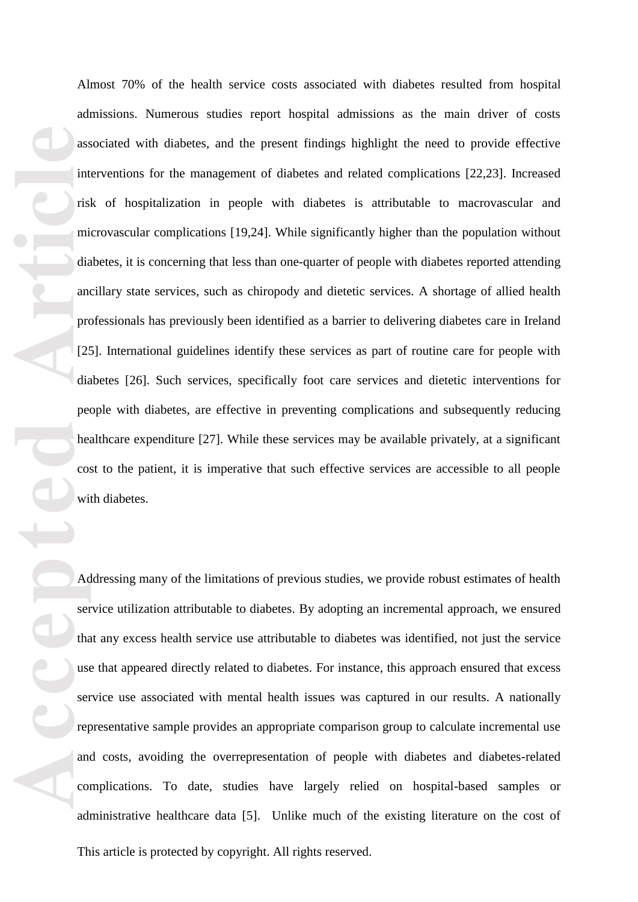Almost 70% of the health service costs associated with diabetes resulted from hospital admissions. Numerous studies report hospital admissions as the main driver of costs associated with diabetes, and the present findings highlight the need to provide effective interventions for the management of diabetes and related complications [22,23]. Increased risk of hospitalization in people with diabetes is attributable to macrovascular and microvascular complications [19,24]. While significantly higher than the population without diabetes, it is concerning that less than one-quarter of people with diabetes reported attending ancillary state services, such as chiropody and dietetic services. A shortage of allied health professionals has previously been identified as a barrier to delivering diabetes care in Ireland [25]. International guidelines identify these services as part of routine care for people with diabetes [26]. Such services, specifically foot care services and dietetic interventions for people with diabetes, are effective in preventing complications and subsequently reducing healthcare expenditure [27]. While these services may be available privately, at a significant cost to the patient, it is imperative that such effective services are accessible to all people with diabetes.

Addressing many of the limitations of previous studies, we provide robust estimates of health service utilization attributable to diabetes. By adopting an incremental approach, we ensured that any excess health service use attributable to diabetes was identified, not just the service use that appeared directly related to diabetes. For instance, this approach ensured that excess service use associated with mental health issues was captured in our results. A nationally representative sample provides an appropriate comparison group to calculate incremental use and costs, avoiding the overrepresentation of people with diabetes and diabetes-related complications. To date, studies have largely relied on hospital-based samples or administrative healthcare data [5]. Unlike much of the existing literature on the cost of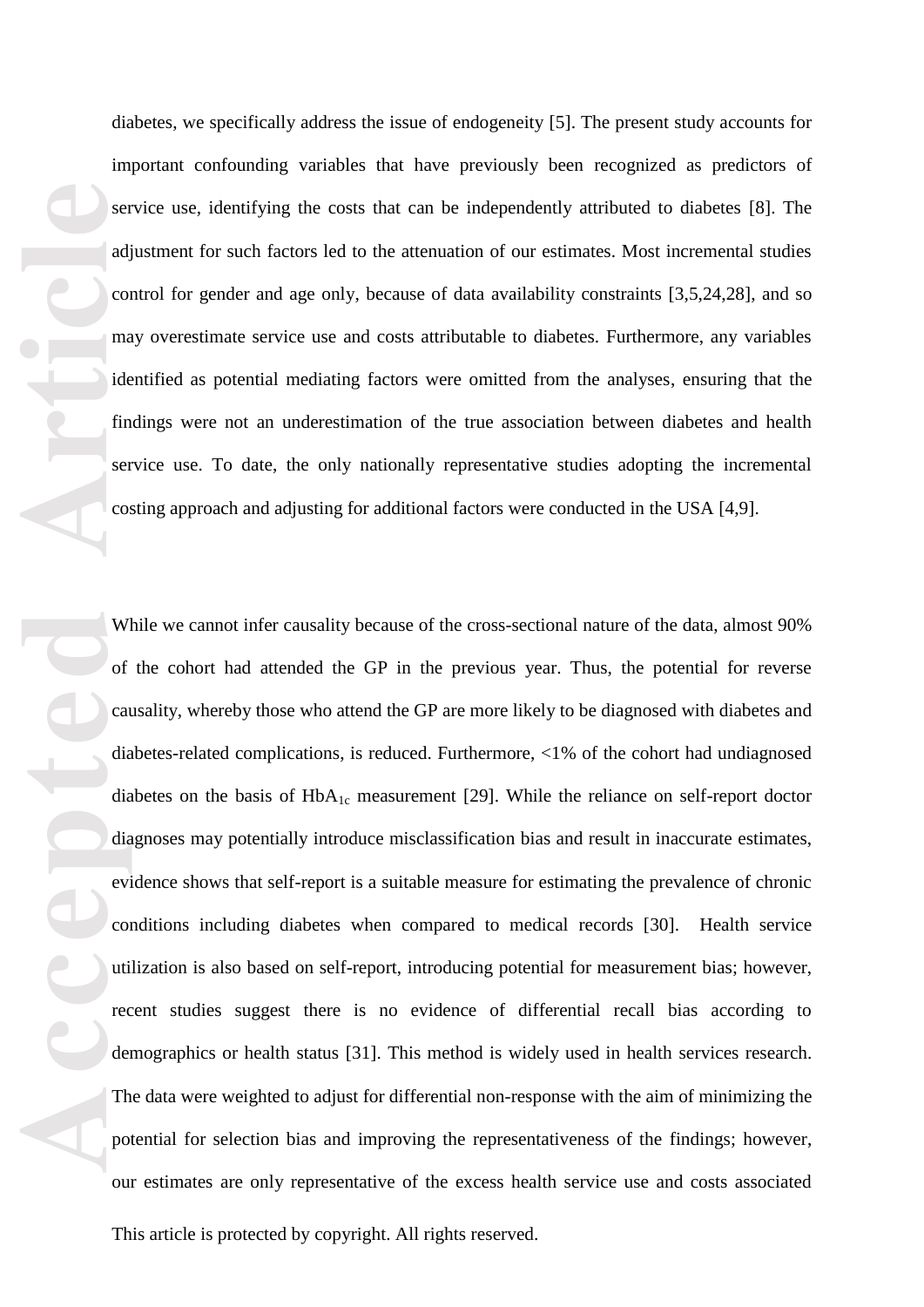diabetes, we specifically address the issue of endogeneity [5]. The present study accounts for important confounding variables that have previously been recognized as predictors of service use, identifying the costs that can be independently attributed to diabetes [8]. The adjustment for such factors led to the attenuation of our estimates. Most incremental studies control for gender and age only, because of data availability constraints [3,5,24,28], and so may overestimate service use and costs attributable to diabetes. Furthermore, any variables identified as potential mediating factors were omitted from the analyses, ensuring that the findings were not an underestimation of the true association between diabetes and health service use. To date, the only nationally representative studies adopting the incremental costing approach and adjusting for additional factors were conducted in the USA [4,9].

While we cannot infer causality because of the cross-sectional nature of the data, almost 90% of the cohort had attended the GP in the previous year. Thus, the potential for reverse causality, whereby those who attend the GP are more likely to be diagnosed with diabetes and diabetes-related complications, is reduced. Furthermore, <1% of the cohort had undiagnosed diabetes on the basis of $HbA_{1c}$ measurement [29]. While the reliance on self-report doctor diagnoses may potentially introduce misclassification bias and result in inaccurate estimates, evidence shows that self-report is a suitable measure for estimating the prevalence of chronic conditions including diabetes when compared to medical records [30]. Health service utilization is also based on self-report, introducing potential for measurement bias; however, recent studies suggest there is no evidence of differential recall bias according to demographics or health status [31]. This method is widely used in health services research. The data were weighted to adjust for differential non-response with the aim of minimizing the potential for selection bias and improving the representativeness of the findings; however, our estimates are only representative of the excess health service use and costs associated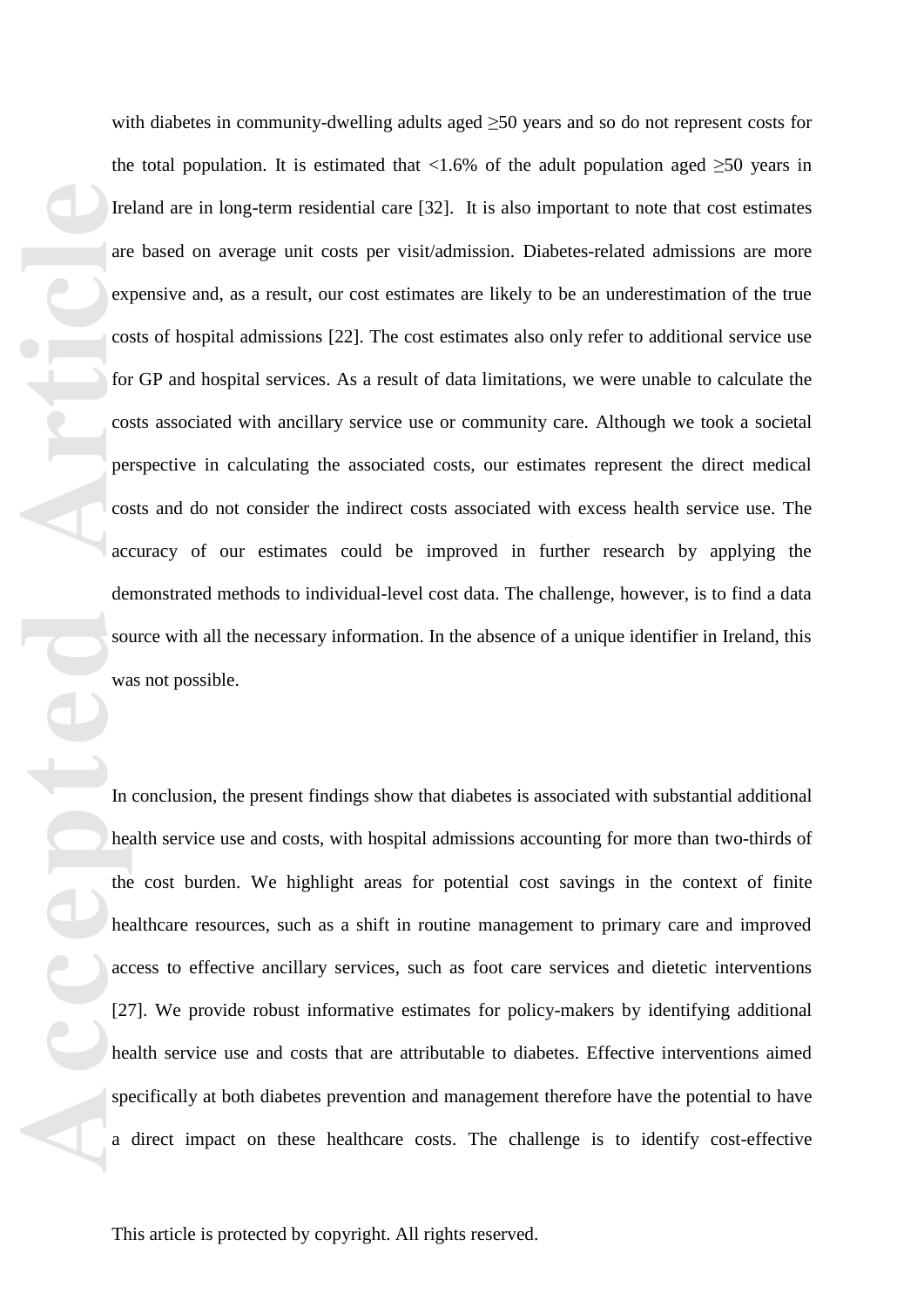with diabetes in community-dwelling adults aged ≥50 years and so do not represent costs for the total population. It is estimated that <1.6% of the adult population aged ≥50 years in Ireland are in long-term residential care [32]. It is also important to note that cost estimates are based on average unit costs per visit/admission. Diabetes-related admissions are more expensive and, as a result, our cost estimates are likely to be an underestimation of the true costs of hospital admissions [22]. The cost estimates also only refer to additional service use for GP and hospital services. As a result of data limitations, we were unable to calculate the costs associated with ancillary service use or community care. Although we took a societal perspective in calculating the associated costs, our estimates represent the direct medical costs and do not consider the indirect costs associated with excess health service use. The accuracy of our estimates could be improved in further research by applying the demonstrated methods to individual-level cost data. The challenge, however, is to find a data source with all the necessary information. In the absence of a unique identifier in Ireland, this was not possible.

In conclusion, the present findings show that diabetes is associated with substantial additional health service use and costs, with hospital admissions accounting for more than two-thirds of the cost burden. We highlight areas for potential cost savings in the context of finite healthcare resources, such as a shift in routine management to primary care and improved access to effective ancillary services, such as foot care services and dietetic interventions [27]. We provide robust informative estimates for policy-makers by identifying additional health service use and costs that are attributable to diabetes. Effective interventions aimed specifically at both diabetes prevention and management therefore have the potential to have a direct impact on these healthcare costs. The challenge is to identify cost-effective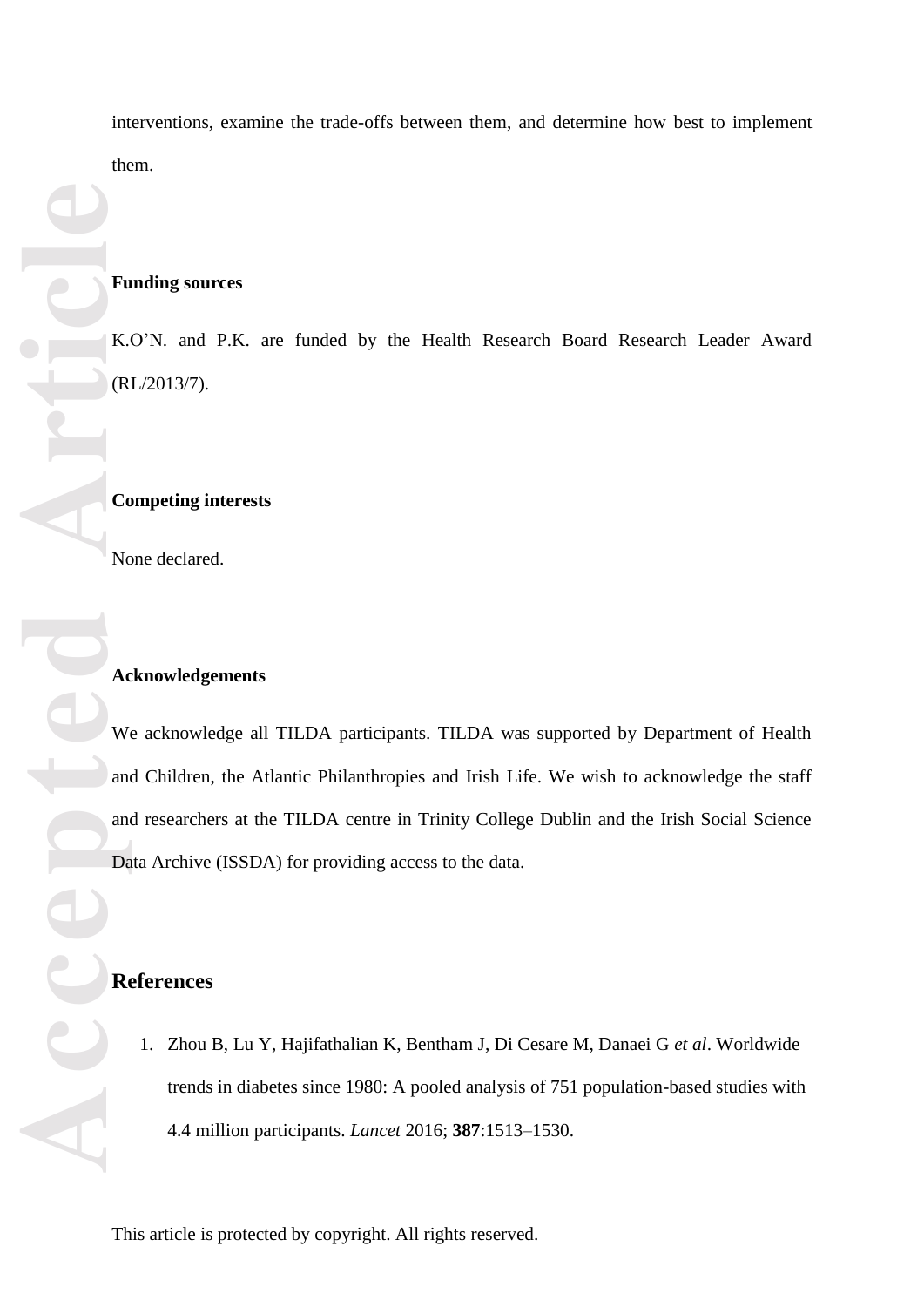interventions, examine the trade-offs between them, and determine how best to implement them.

**Funding sources**

K.O'N. and P.K. are funded by the Health Research Board Research Leader Award (RL/2013/7).

**Competing interests**

None declared.

**Acknowledgements**

We acknowledge all TILDA participants. TILDA was supported by Department of Health and Children, the Atlantic Philanthropies and Irish Life. We wish to acknowledge the staff and researchers at the TILDA centre in Trinity College Dublin and the Irish Social Science Data Archive (ISSDA) for providing access to the data.

## References

1. Zhou B, Lu Y, Hajifathalian K, Bentham J, Di Cesare M, Danaei G *et al*. Worldwide trends in diabetes since 1980: A pooled analysis of 751 population-based studies with 4.4 million participants. *Lancet* 2016; **387**:1513–1530.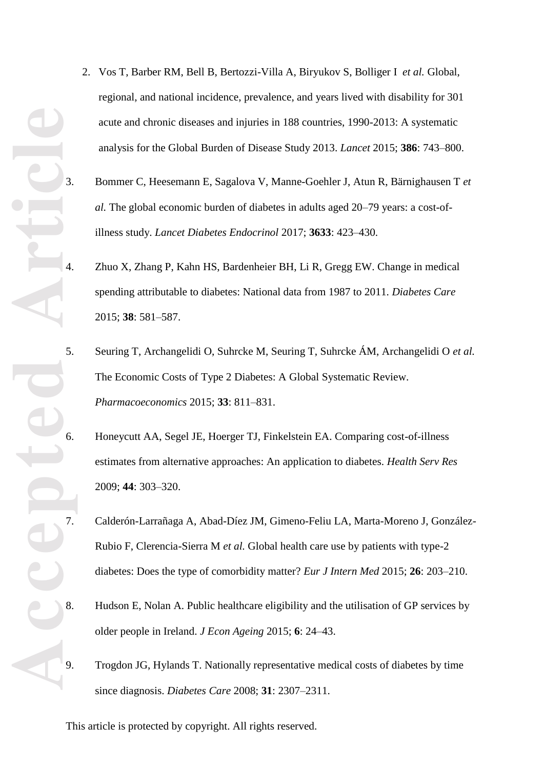2. Vos T, Barber RM, Bell B, Bertozzi-Villa A, Biryukov S, Bolliger I *et al.* Global, regional, and national incidence, prevalence, and years lived with disability for 301 acute and chronic diseases and injuries in 188 countries, 1990-2013: A systematic analysis for the Global Burden of Disease Study 2013. *Lancet* 2015; **386**: 743–800.

3. Bommer C, Heesemann E, Sagalova V, Manne-Goehler J, Atun R, Bärnighausen T *et al.* The global economic burden of diabetes in adults aged 20–79 years: a cost-of-illness study. *Lancet Diabetes Endocrinol* 2017; **3633**: 423–430.

4. Zhuo X, Zhang P, Kahn HS, Bardenheier BH, Li R, Gregg EW. Change in medical spending attributable to diabetes: National data from 1987 to 2011. *Diabetes Care* 2015; **38**: 581–587.

5. Seuring T, Archangelidi O, Suhrcke M, Seuring T, Suhrcke ÁM, Archangelidi O *et al.* The Economic Costs of Type 2 Diabetes: A Global Systematic Review. *Pharmacoeconomics* 2015; **33**: 811–831.

6. Honeycutt AA, Segel JE, Hoerger TJ, Finkelstein EA. Comparing cost-of-illness estimates from alternative approaches: An application to diabetes. *Health Serv Res* 2009; **44**: 303–320.

7. Calderón-Larrañaga A, Abad-Díez JM, Gimeno-Feliu LA, Marta-Moreno J, González-Rubio F, Clerencia-Sierra M *et al.* Global health care use by patients with type-2 diabetes: Does the type of comorbidity matter? *Eur J Intern Med* 2015; **26**: 203–210.

8. Hudson E, Nolan A. Public healthcare eligibility and the utilisation of GP services by older people in Ireland. *J Econ Ageing* 2015; **6**: 24–43.

9. Trogdon JG, Hylands T. Nationally representative medical costs of diabetes by time since diagnosis. *Diabetes Care* 2008; **31**: 2307–2311.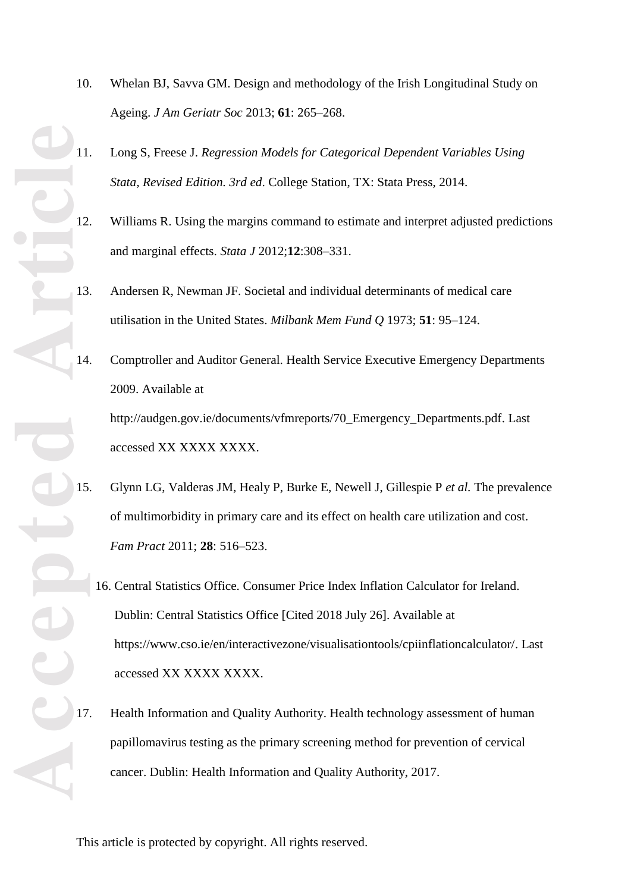10. Whelan BJ, Savva GM. Design and methodology of the Irish Longitudinal Study on Ageing. *J Am Geriatr Soc* 2013; **61**: 265–268.

11. Long S, Freese J. *Regression Models for Categorical Dependent Variables Using Stata, Revised Edition. 3rd ed*. College Station, TX: Stata Press, 2014.

12. Williams R. Using the margins command to estimate and interpret adjusted predictions and marginal effects. *Stata J* 2012;**12**:308–331.

13. Andersen R, Newman JF. Societal and individual determinants of medical care utilisation in the United States. *Milbank Mem Fund Q* 1973; **51**: 95–124.

14. Comptroller and Auditor General. Health Service Executive Emergency Departments 2009. Available at http://audgen.gov.ie/documents/vfmreports/70_Emergency_Departments.pdf. Last accessed XX XXXX XXXX.

15. Glynn LG, Valderas JM, Healy P, Burke E, Newell J, Gillespie P *et al.* The prevalence of multimorbidity in primary care and its effect on health care utilization and cost. *Fam Pract* 2011; **28**: 516–523.

16. Central Statistics Office. Consumer Price Index Inflation Calculator for Ireland. Dublin: Central Statistics Office [Cited 2018 July 26]. Available at https://www.cso.ie/en/interactivezone/visualisationtools/cpiinflationcalculator/. Last accessed XX XXXX XXXX.

17. Health Information and Quality Authority. Health technology assessment of human papillomavirus testing as the primary screening method for prevention of cervical cancer. Dublin: Health Information and Quality Authority, 2017.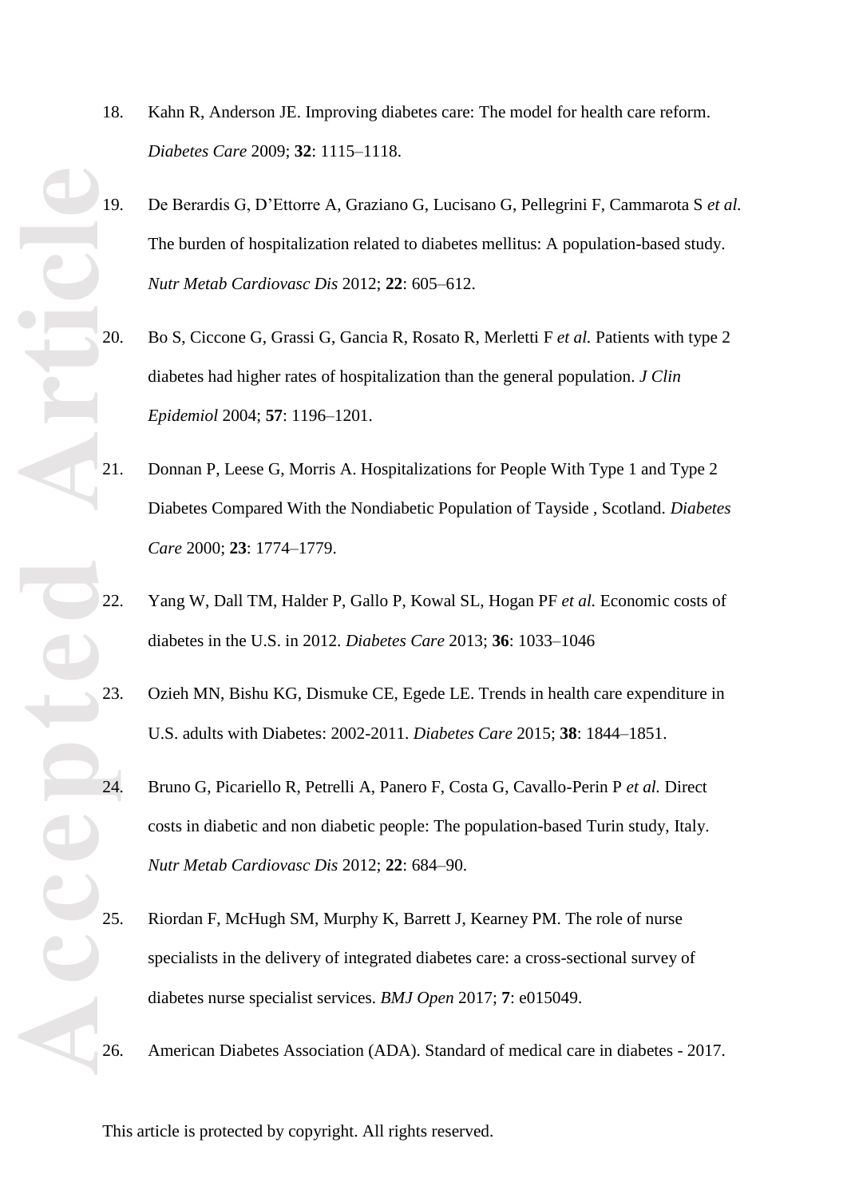18. Kahn R, Anderson JE. Improving diabetes care: The model for health care reform. *Diabetes Care* 2009; **32**: 1115–1118.

19. De Berardis G, D'Ettorre A, Graziano G, Lucisano G, Pellegrini F, Cammarota S *et al.* The burden of hospitalization related to diabetes mellitus: A population-based study. *Nutr Metab Cardiovasc Dis* 2012; **22**: 605–612.

20. Bo S, Ciccone G, Grassi G, Gancia R, Rosato R, Merletti F *et al.* Patients with type 2 diabetes had higher rates of hospitalization than the general population. *J Clin Epidemiol* 2004; **57**: 1196–1201.

21. Donnan P, Leese G, Morris A. Hospitalizations for People With Type 1 and Type 2 Diabetes Compared With the Nondiabetic Population of Tayside , Scotland. *Diabetes Care* 2000; **23**: 1774–1779.

22. Yang W, Dall TM, Halder P, Gallo P, Kowal SL, Hogan PF *et al.* Economic costs of diabetes in the U.S. in 2012. *Diabetes Care* 2013; **36**: 1033–1046

23. Ozieh MN, Bishu KG, Dismuke CE, Egede LE. Trends in health care expenditure in U.S. adults with Diabetes: 2002-2011. *Diabetes Care* 2015; **38**: 1844–1851.

24. Bruno G, Picariello R, Petrelli A, Panero F, Costa G, Cavallo-Perin P *et al.* Direct costs in diabetic and non diabetic people: The population-based Turin study, Italy. *Nutr Metab Cardiovasc Dis* 2012; **22**: 684–90.

25. Riordan F, McHugh SM, Murphy K, Barrett J, Kearney PM. The role of nurse specialists in the delivery of integrated diabetes care: a cross-sectional survey of diabetes nurse specialist services. *BMJ Open* 2017; **7**: e015049.

26. American Diabetes Association (ADA). Standard of medical care in diabetes - 2017.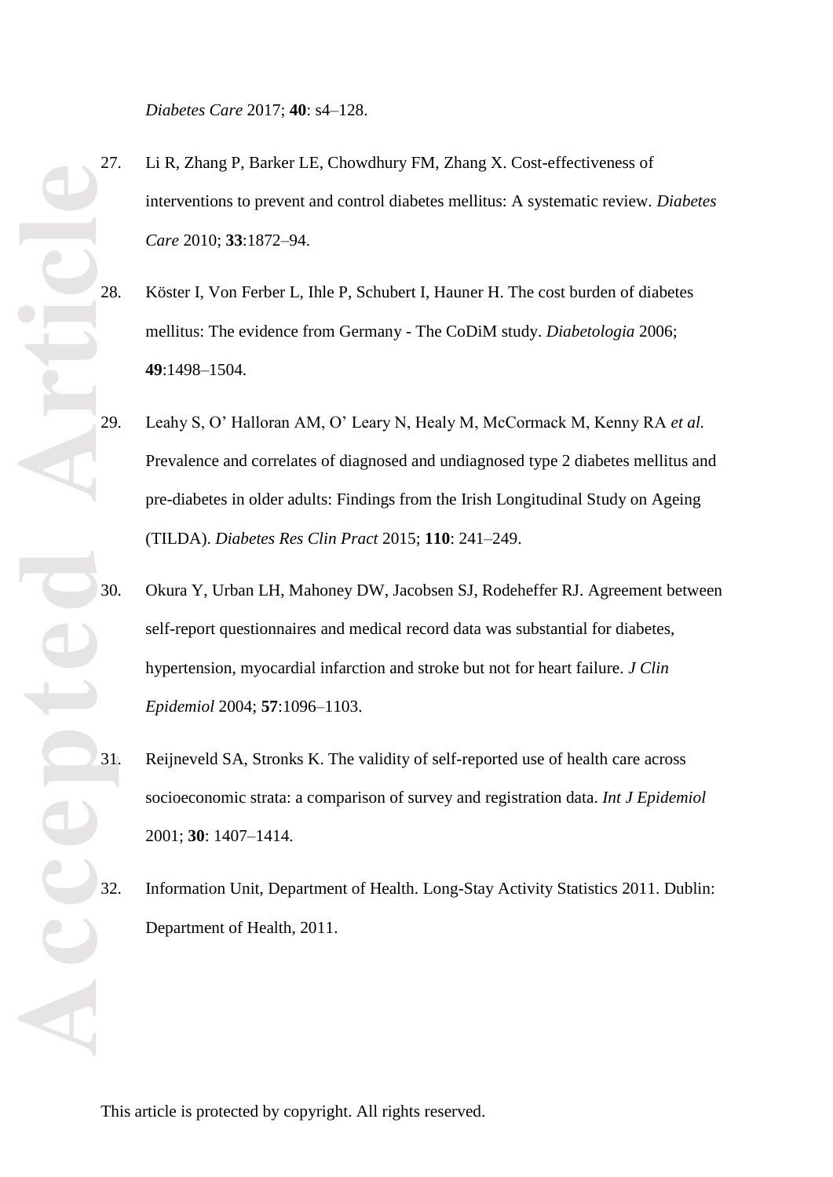*Diabetes Care* 2017; **40**: s4–128.

27. Li R, Zhang P, Barker LE, Chowdhury FM, Zhang X. Cost-effectiveness of interventions to prevent and control diabetes mellitus: A systematic review. *Diabetes Care* 2010; **33**:1872–94.

28. Köster I, Von Ferber L, Ihle P, Schubert I, Hauner H. The cost burden of diabetes mellitus: The evidence from Germany - The CoDiM study. *Diabetologia* 2006; **49**:1498–1504.

29. Leahy S, O' Halloran AM, O' Leary N, Healy M, McCormack M, Kenny RA *et al.* Prevalence and correlates of diagnosed and undiagnosed type 2 diabetes mellitus and pre-diabetes in older adults: Findings from the Irish Longitudinal Study on Ageing (TILDA). *Diabetes Res Clin Pract* 2015; **110**: 241–249.

30. Okura Y, Urban LH, Mahoney DW, Jacobsen SJ, Rodeheffer RJ. Agreement between self-report questionnaires and medical record data was substantial for diabetes, hypertension, myocardial infarction and stroke but not for heart failure. *J Clin Epidemiol* 2004; **57**:1096–1103.

31. Reijneveld SA, Stronks K. The validity of self-reported use of health care across socioeconomic strata: a comparison of survey and registration data. *Int J Epidemiol* 2001; **30**: 1407–1414.

32. Information Unit, Department of Health. Long-Stay Activity Statistics 2011. Dublin: Department of Health, 2011.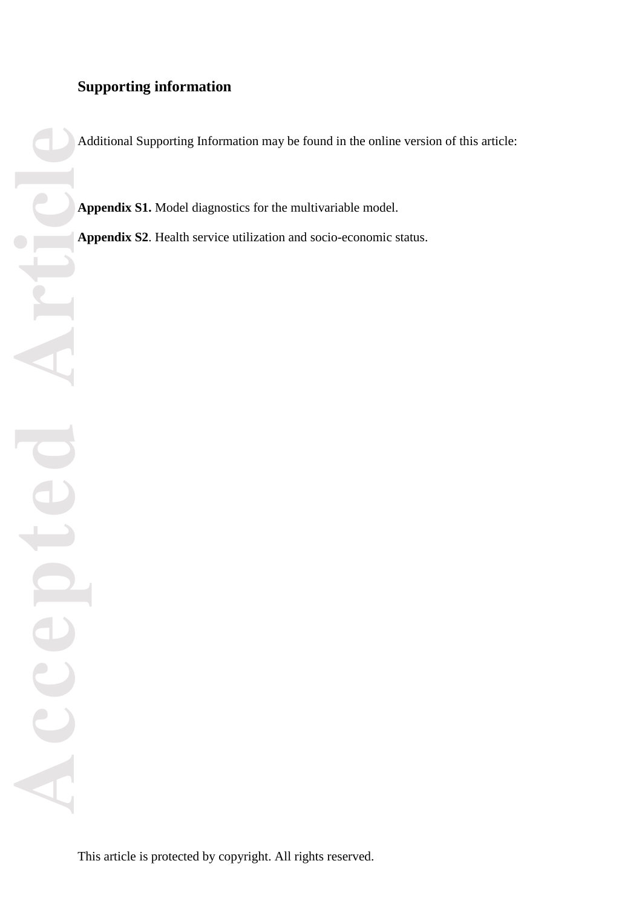## Supporting information

Additional Supporting Information may be found in the online version of this article:

**Appendix S1.** Model diagnostics for the multivariable model.

**Appendix S2**. Health service utilization and socio-economic status.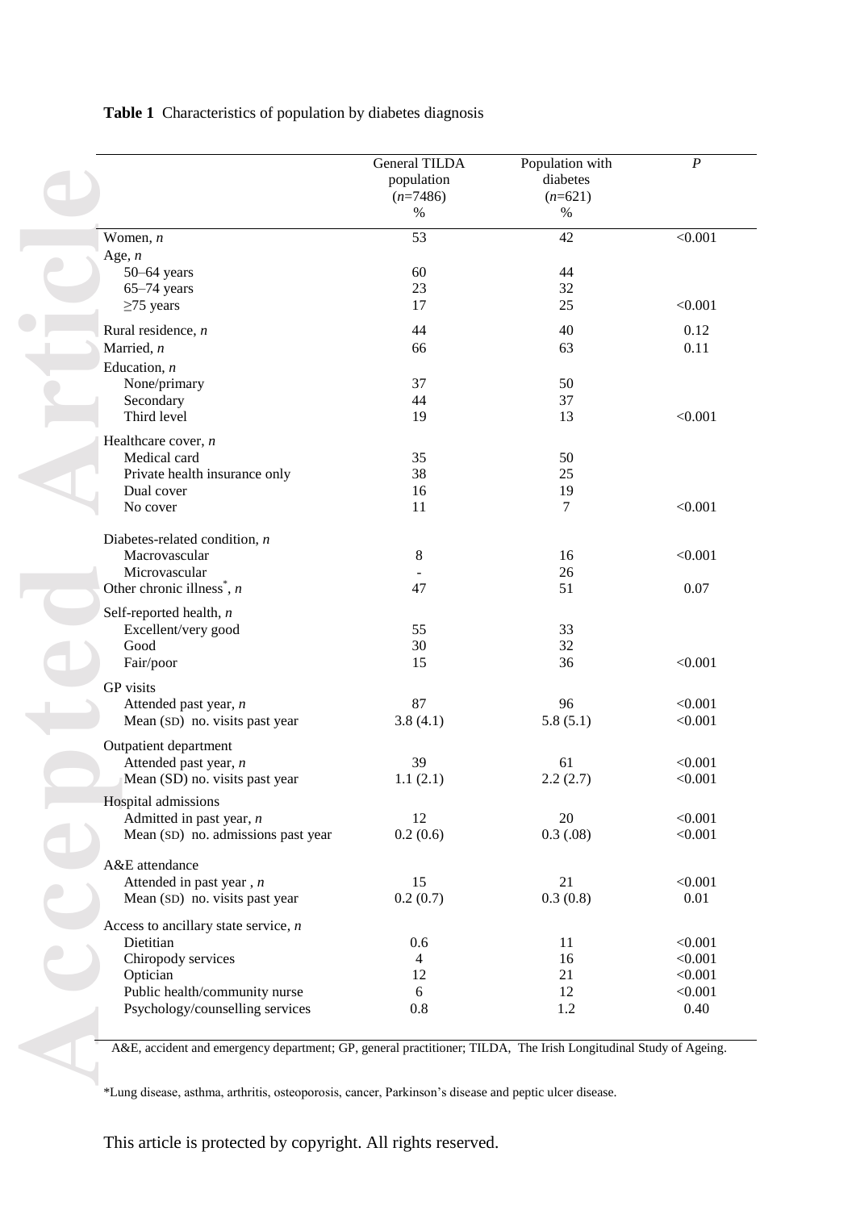**Table 1** Characteristics of population by diabetes diagnosis

| | General TILDA population (*n*=7486) % | Population with diabetes (*n*=621) % | *P* |
|---|---|---|---|
| Women, *n* | 53 | 42 | <0.001 |
| Age, *n* | | | |
| 50–64 years | 60 | 44 | |
| 65–74 years | 23 | 32 | |
| ≥75 years | 17 | 25 | <0.001 |
| Rural residence, *n* | 44 | 40 | 0.12 |
| Married, *n* | 66 | 63 | 0.11 |
| Education, *n* | | | |
| None/primary | 37 | 50 | |
| Secondary | 44 | 37 | |
| Third level | 19 | 13 | <0.001 |
| Healthcare cover, *n* | | | |
| Medical card | 35 | 50 | |
| Private health insurance only | 38 | 25 | |
| Dual cover | 16 | 19 | |
| No cover | 11 | 7 | <0.001 |
| Diabetes-related condition, *n* | | | |
| Macrovascular | 8 | 16 | <0.001 |
| Microvascular | - | 26 | |
| Other chronic illness*, *n* | 47 | 51 | 0.07 |
| Self-reported health, *n* | | | |
| Excellent/very good | 55 | 33 | |
| Good | 30 | 32 | |
| Fair/poor | 15 | 36 | <0.001 |
| GP visits | | | |
| Attended past year, *n* | 87 | 96 | <0.001 |
| Mean (SD) no. visits past year | 3.8 (4.1) | 5.8 (5.1) | <0.001 |
| Outpatient department | | | |
| Attended past year, *n* | 39 | 61 | <0.001 |
| Mean (SD) no. visits past year | 1.1 (2.1) | 2.2 (2.7) | <0.001 |
| Hospital admissions | | | |
| Admitted in past year, *n* | 12 | 20 | <0.001 |
| Mean (SD) no. admissions past year | 0.2 (0.6) | 0.3 (.08) | <0.001 |
| A&E attendance | | | |
| Attended in past year , *n* | 15 | 21 | <0.001 |
| Mean (SD) no. visits past year | 0.2 (0.7) | 0.3 (0.8) | 0.01 |
| Access to ancillary state service, *n* | | | |
| Dietitian | 0.6 | 11 | <0.001 |
| Chiropody services | 4 | 16 | <0.001 |
| Optician | 12 | 21 | <0.001 |
| Public health/community nurse | 6 | 12 | <0.001 |
| Psychology/counselling services | 0.8 | 1.2 | 0.40 |

A&E, accident and emergency department; GP, general practitioner; TILDA, The Irish Longitudinal Study of Ageing.

*Lung disease, asthma, arthritis, osteoporosis, cancer, Parkinson's disease and peptic ulcer disease.

This article is protected by copyright. All rights reserved.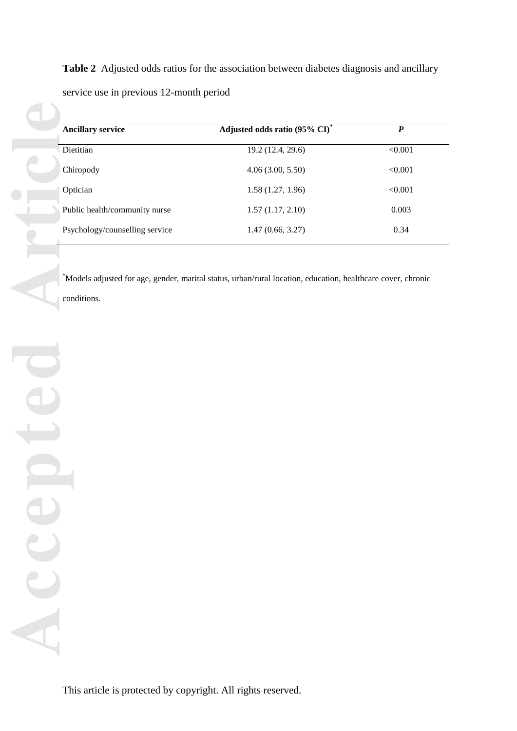**Table 2** Adjusted odds ratios for the association between diabetes diagnosis and ancillary service use in previous 12-month period

| Ancillary service | Adjusted odds ratio (95% CI)* | *P* |
| --- | --- | --- |
| Dietitian | 19.2 (12.4, 29.6) | <0.001 |
| Chiropody | 4.06 (3.00, 5.50) | <0.001 |
| Optician | 1.58 (1.27, 1.96) | <0.001 |
| Public health/community nurse | 1.57 (1.17, 2.10) | 0.003 |
| Psychology/counselling service | 1.47 (0.66, 3.27) | 0.34 |

*Models adjusted for age, gender, marital status, urban/rural location, education, healthcare cover, chronic conditions.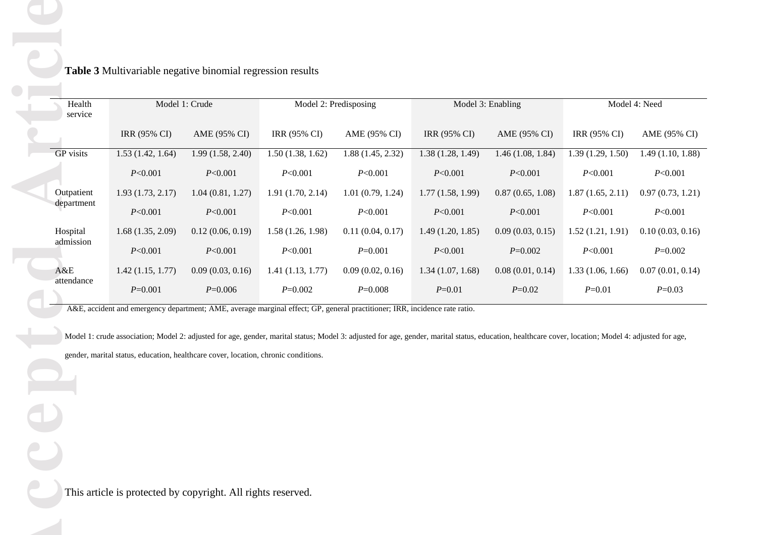**Table 3** Multivariable negative binomial regression results

| Health service | Model 1: Crude | | Model 2: Predisposing | | Model 3: Enabling | | Model 4: Need | |
|---|---|---|---|---|---|---|---|---|
| | IRR (95% CI) | AME (95% CI) | IRR (95% CI) | AME (95% CI) | IRR (95% CI) | AME (95% CI) | IRR (95% CI) | AME (95% CI) |
| GP visits | 1.53 (1.42, 1.64) | 1.99 (1.58, 2.40) | 1.50 (1.38, 1.62) | 1.88 (1.45, 2.32) | 1.38 (1.28, 1.49) | 1.46 (1.08, 1.84) | 1.39 (1.29, 1.50) | 1.49 (1.10, 1.88) |
| | *P*<0.001 | *P*<0.001 | *P*<0.001 | *P*<0.001 | *P*<0.001 | *P*<0.001 | *P*<0.001 | *P*<0.001 |
| Outpatient department | 1.93 (1.73, 2.17) | 1.04 (0.81, 1.27) | 1.91 (1.70, 2.14) | 1.01 (0.79, 1.24) | 1.77 (1.58, 1.99) | 0.87 (0.65, 1.08) | 1.87 (1.65, 2.11) | 0.97 (0.73, 1.21) |
| | *P*<0.001 | *P*<0.001 | *P*<0.001 | *P*<0.001 | *P*<0.001 | *P*<0.001 | *P*<0.001 | *P*<0.001 |
| Hospital admission | 1.68 (1.35, 2.09) | 0.12 (0.06, 0.19) | 1.58 (1.26, 1.98) | 0.11 (0.04, 0.17) | 1.49 (1.20, 1.85) | 0.09 (0.03, 0.15) | 1.52 (1.21, 1.91) | 0.10 (0.03, 0.16) |
| | *P*<0.001 | *P*<0.001 | *P*<0.001 | *P*=0.001 | *P*<0.001 | *P*=0.002 | *P*<0.001 | *P*=0.002 |
| A&E attendance | 1.42 (1.15, 1.77) | 0.09 (0.03, 0.16) | 1.41 (1.13, 1.77) | 0.09 (0.02, 0.16) | 1.34 (1.07, 1.68) | 0.08 (0.01, 0.14) | 1.33 (1.06, 1.66) | 0.07 (0.01, 0.14) |
| | *P*=0.001 | *P*=0.006 | *P*=0.002 | *P*=0.008 | *P*=0.01 | *P*=0.02 | *P*=0.01 | *P*=0.03 |

A&E, accident and emergency department; AME, average marginal effect; GP, general practitioner; IRR, incidence rate ratio.

Model 1: crude association; Model 2: adjusted for age, gender, marital status; Model 3: adjusted for age, gender, marital status, education, healthcare cover, location; Model 4: adjusted for age, gender, marital status, education, healthcare cover, location, chronic conditions.

This article is protected by copyright. All rights reserved.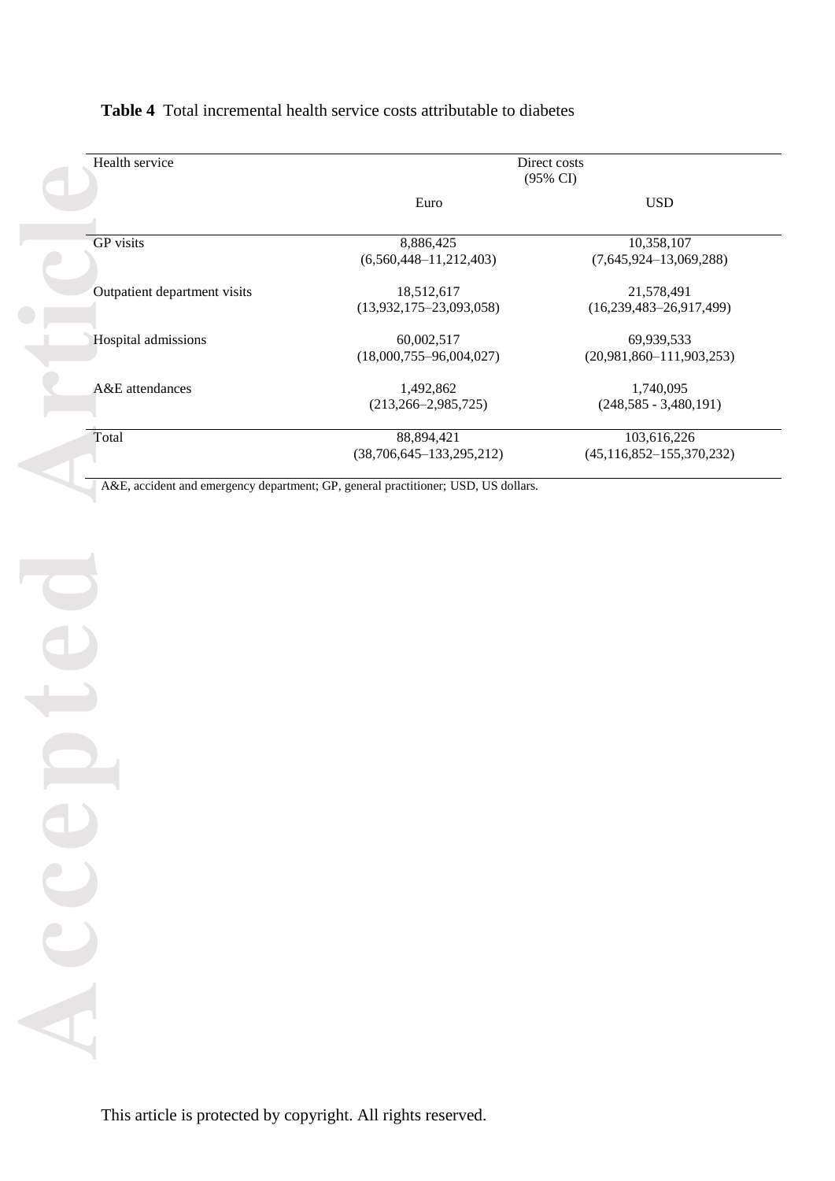**Table 4** Total incremental health service costs attributable to diabetes

| Health service | Direct costs (95% CI) | |
|---|---|---|
| | Euro | USD |
| GP visits | 8,886,425 (6,560,448–11,212,403) | 10,358,107 (7,645,924–13,069,288) |
| Outpatient department visits | 18,512,617 (13,932,175–23,093,058) | 21,578,491 (16,239,483–26,917,499) |
| Hospital admissions | 60,002,517 (18,000,755–96,004,027) | 69,939,533 (20,981,860–111,903,253) |
| A&E attendances | 1,492,862 (213,266–2,985,725) | 1,740,095 (248,585 - 3,480,191) |
| Total | 88,894,421 (38,706,645–133,295,212) | 103,616,226 (45,116,852–155,370,232) |

A&E, accident and emergency department; GP, general practitioner; USD, US dollars.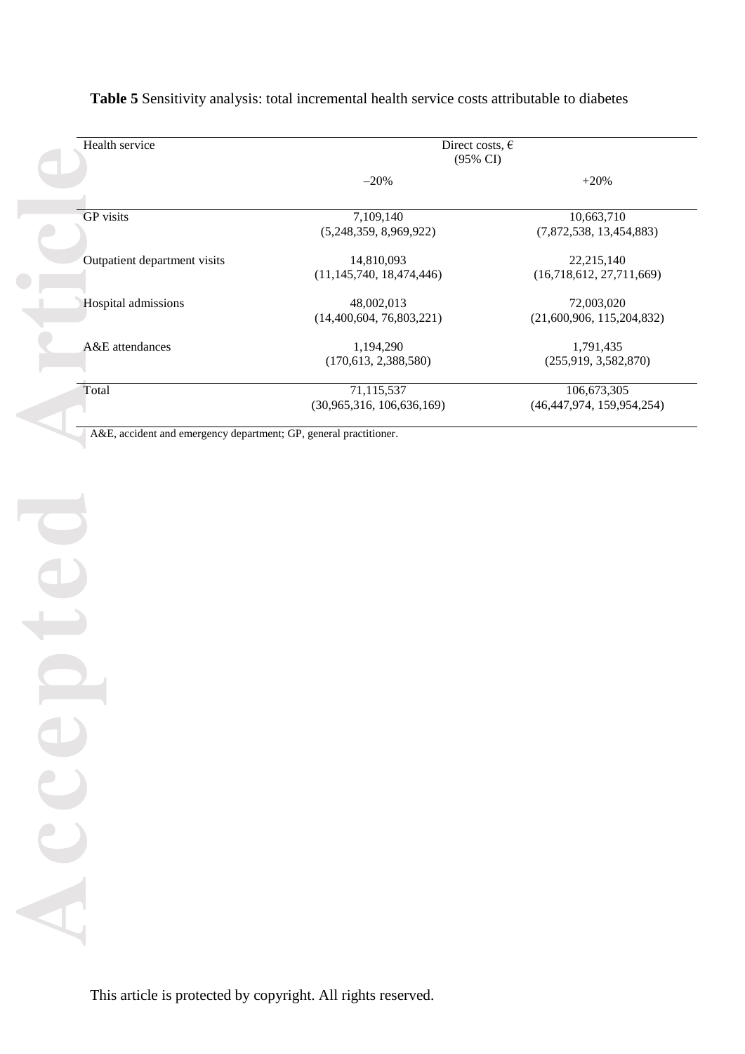**Table 5** Sensitivity analysis: total incremental health service costs attributable to diabetes

| Health service | Direct costs, € (95% CI) | |
|---|---|---|
| | –20% | +20% |
| GP visits | 7,109,140 (5,248,359, 8,969,922) | 10,663,710 (7,872,538, 13,454,883) |
| Outpatient department visits | 14,810,093 (11,145,740, 18,474,446) | 22,215,140 (16,718,612, 27,711,669) |
| Hospital admissions | 48,002,013 (14,400,604, 76,803,221) | 72,003,020 (21,600,906, 115,204,832) |
| A&E attendances | 1,194,290 (170,613, 2,388,580) | 1,791,435 (255,919, 3,582,870) |
| Total | 71,115,537 (30,965,316, 106,636,169) | 106,673,305 (46,447,974, 159,954,254) |

A&E, accident and emergency department; GP, general practitioner.